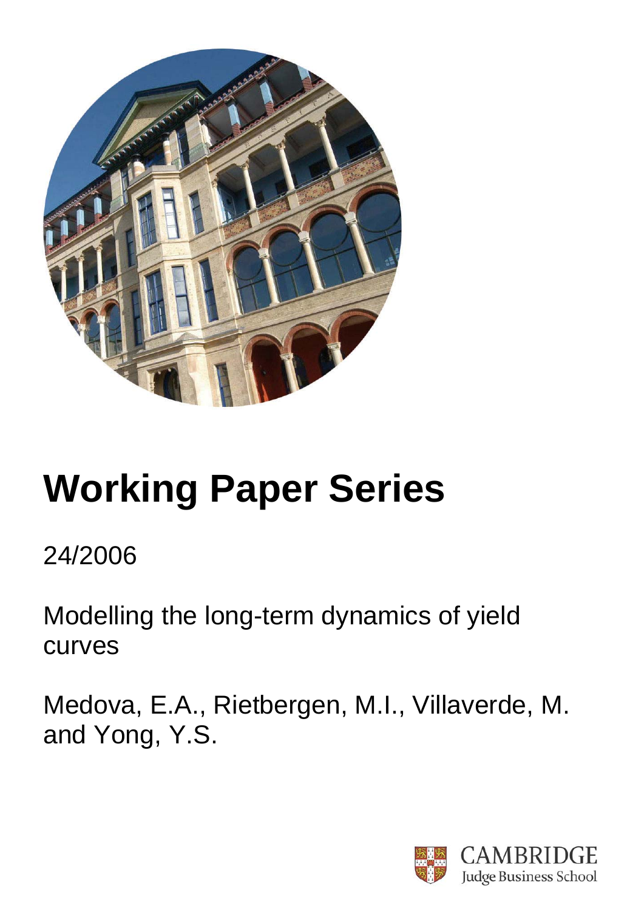# Working Paper Series

24/2006

Modelling the long-term dynamics of yield curves

Medova, E.A., Rietbergen, M.I., Villaverde, M. and Yong, Y.S.

CAMBRIDGE
Judge Business School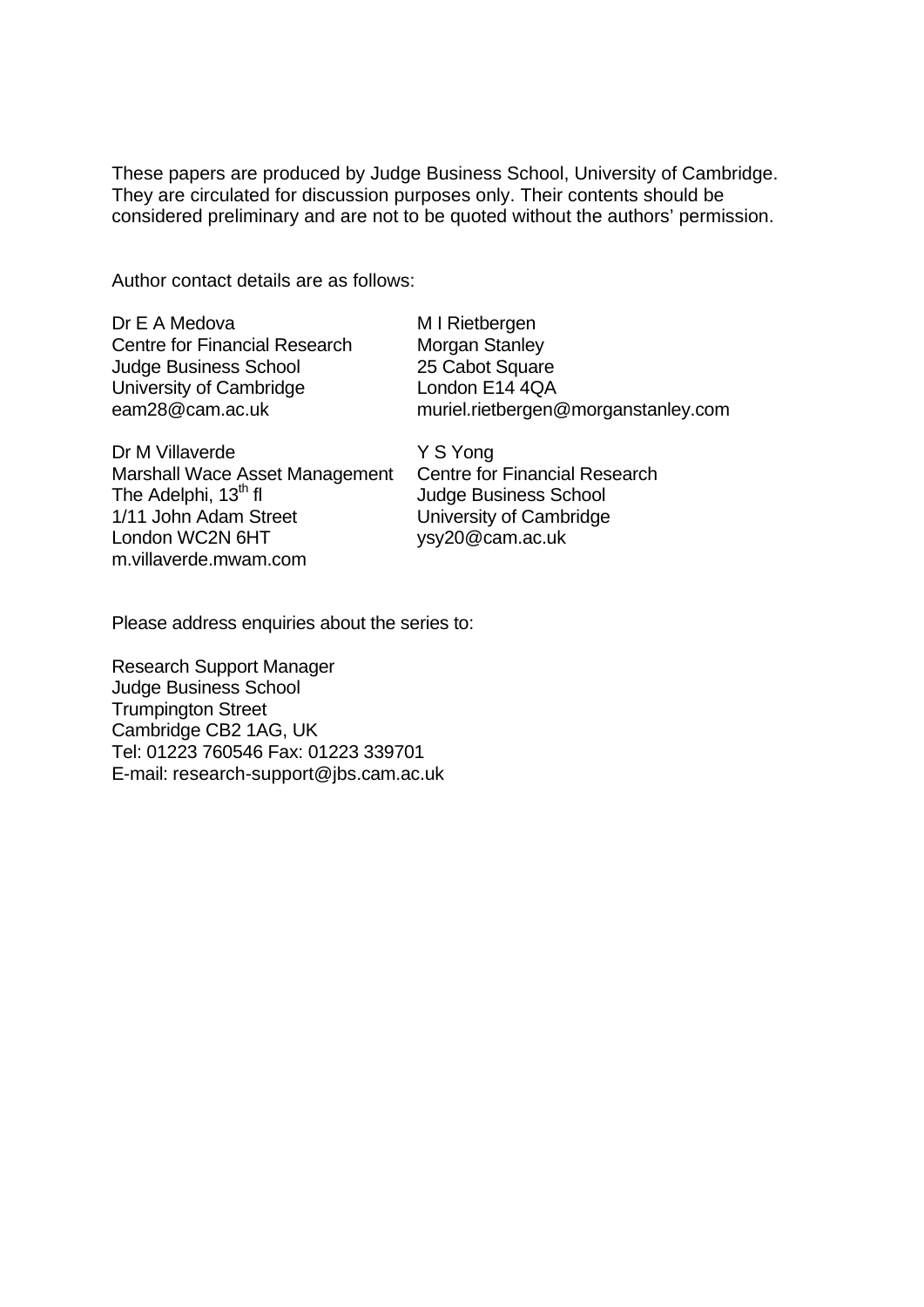These papers are produced by Judge Business School, University of Cambridge. They are circulated for discussion purposes only. Their contents should be considered preliminary and are not to be quoted without the authors' permission.

Author contact details are as follows:

Dr E A Medova
Centre for Financial Research
Judge Business School
University of Cambridge
eam28@cam.ac.uk

M I Rietbergen
Morgan Stanley
25 Cabot Square
London E14 4QA
muriel.rietbergen@morganstanley.com

Dr M Villaverde
Marshall Wace Asset Management
The Adelphi, 13th fl
1/11 John Adam Street
London WC2N 6HT
m.villaverde.mwam.com

Y S Yong
Centre for Financial Research
Judge Business School
University of Cambridge
ysy20@cam.ac.uk

Please address enquiries about the series to:

Research Support Manager
Judge Business School
Trumpington Street
Cambridge CB2 1AG, UK
Tel: 01223 760546 Fax: 01223 339701
E-mail: research-support@jbs.cam.ac.uk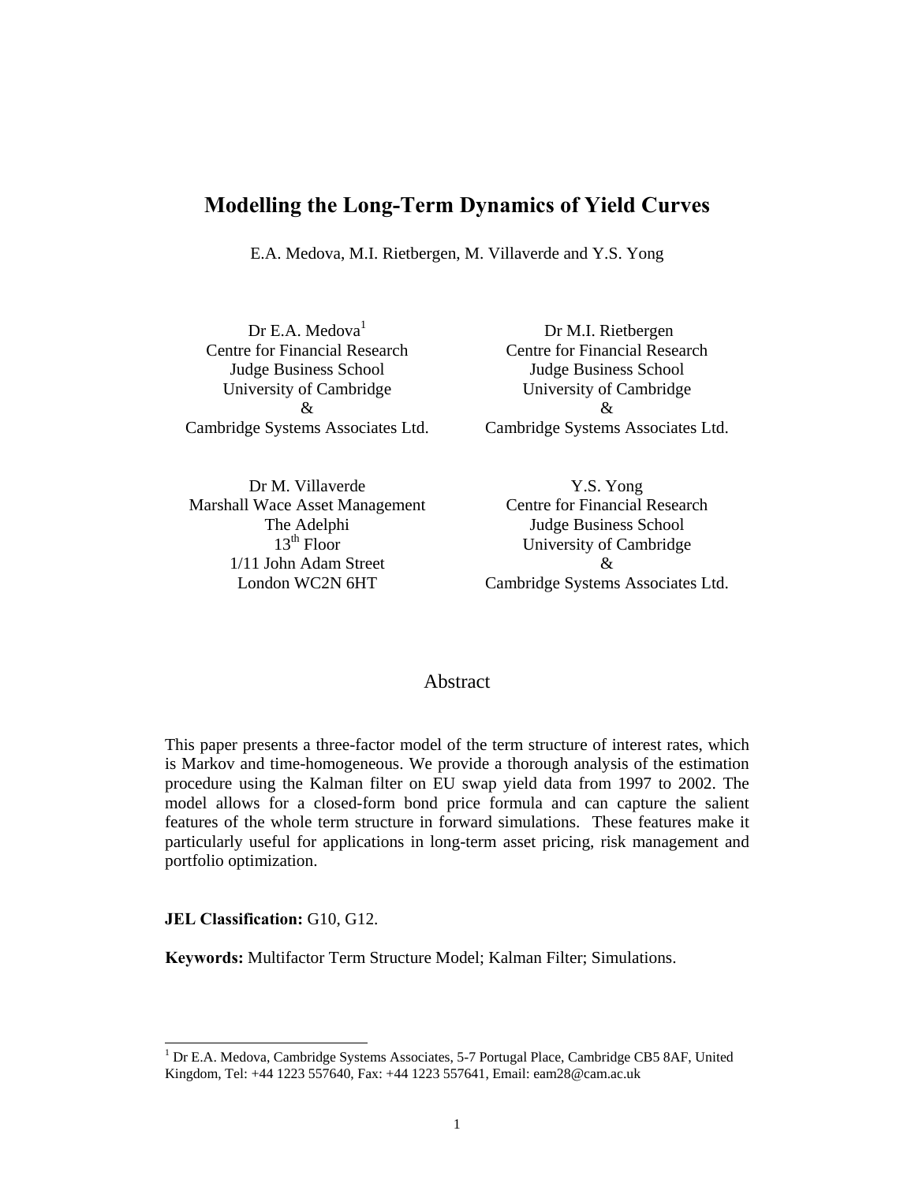# Modelling the Long-Term Dynamics of Yield Curves

E.A. Medova, M.I. Rietbergen, M. Villaverde and Y.S. Yong

Dr E.A. Medova[1]
Centre for Financial Research
Judge Business School
University of Cambridge
&
Cambridge Systems Associates Ltd.

Dr M.I. Rietbergen
Centre for Financial Research
Judge Business School
University of Cambridge
&
Cambridge Systems Associates Ltd.

Dr M. Villaverde
Marshall Wace Asset Management
The Adelphi
13th Floor
1/11 John Adam Street
London WC2N 6HT

Y.S. Yong
Centre for Financial Research
Judge Business School
University of Cambridge
&
Cambridge Systems Associates Ltd.

## Abstract

This paper presents a three-factor model of the term structure of interest rates, which is Markov and time-homogeneous. We provide a thorough analysis of the estimation procedure using the Kalman filter on EU swap yield data from 1997 to 2002. The model allows for a closed-form bond price formula and can capture the salient features of the whole term structure in forward simulations. These features make it particularly useful for applications in long-term asset pricing, risk management and portfolio optimization.

**JEL Classification:** G10, G12.

**Keywords:** Multifactor Term Structure Model; Kalman Filter; Simulations.

[1] Dr E.A. Medova, Cambridge Systems Associates, 5-7 Portugal Place, Cambridge CB5 8AF, United Kingdom, Tel: +44 1223 557640, Fax: +44 1223 557641, Email: eam28@cam.ac.uk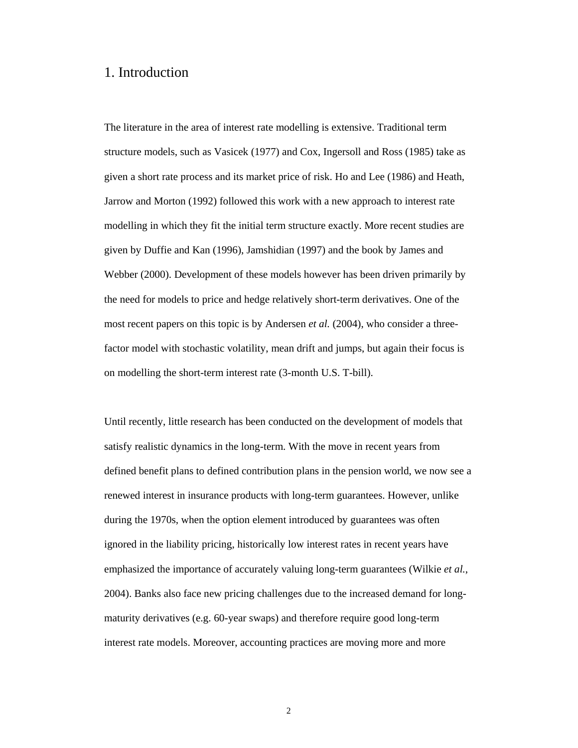# 1. Introduction

The literature in the area of interest rate modelling is extensive. Traditional term structure models, such as Vasicek (1977) and Cox, Ingersoll and Ross (1985) take as given a short rate process and its market price of risk. Ho and Lee (1986) and Heath, Jarrow and Morton (1992) followed this work with a new approach to interest rate modelling in which they fit the initial term structure exactly. More recent studies are given by Duffie and Kan (1996), Jamshidian (1997) and the book by James and Webber (2000). Development of these models however has been driven primarily by the need for models to price and hedge relatively short-term derivatives. One of the most recent papers on this topic is by Andersen *et al.* (2004), who consider a three-factor model with stochastic volatility, mean drift and jumps, but again their focus is on modelling the short-term interest rate (3-month U.S. T-bill).

Until recently, little research has been conducted on the development of models that satisfy realistic dynamics in the long-term. With the move in recent years from defined benefit plans to defined contribution plans in the pension world, we now see a renewed interest in insurance products with long-term guarantees. However, unlike during the 1970s, when the option element introduced by guarantees was often ignored in the liability pricing, historically low interest rates in recent years have emphasized the importance of accurately valuing long-term guarantees (Wilkie *et al.*, 2004). Banks also face new pricing challenges due to the increased demand for long-maturity derivatives (e.g. 60-year swaps) and therefore require good long-term interest rate models. Moreover, accounting practices are moving more and more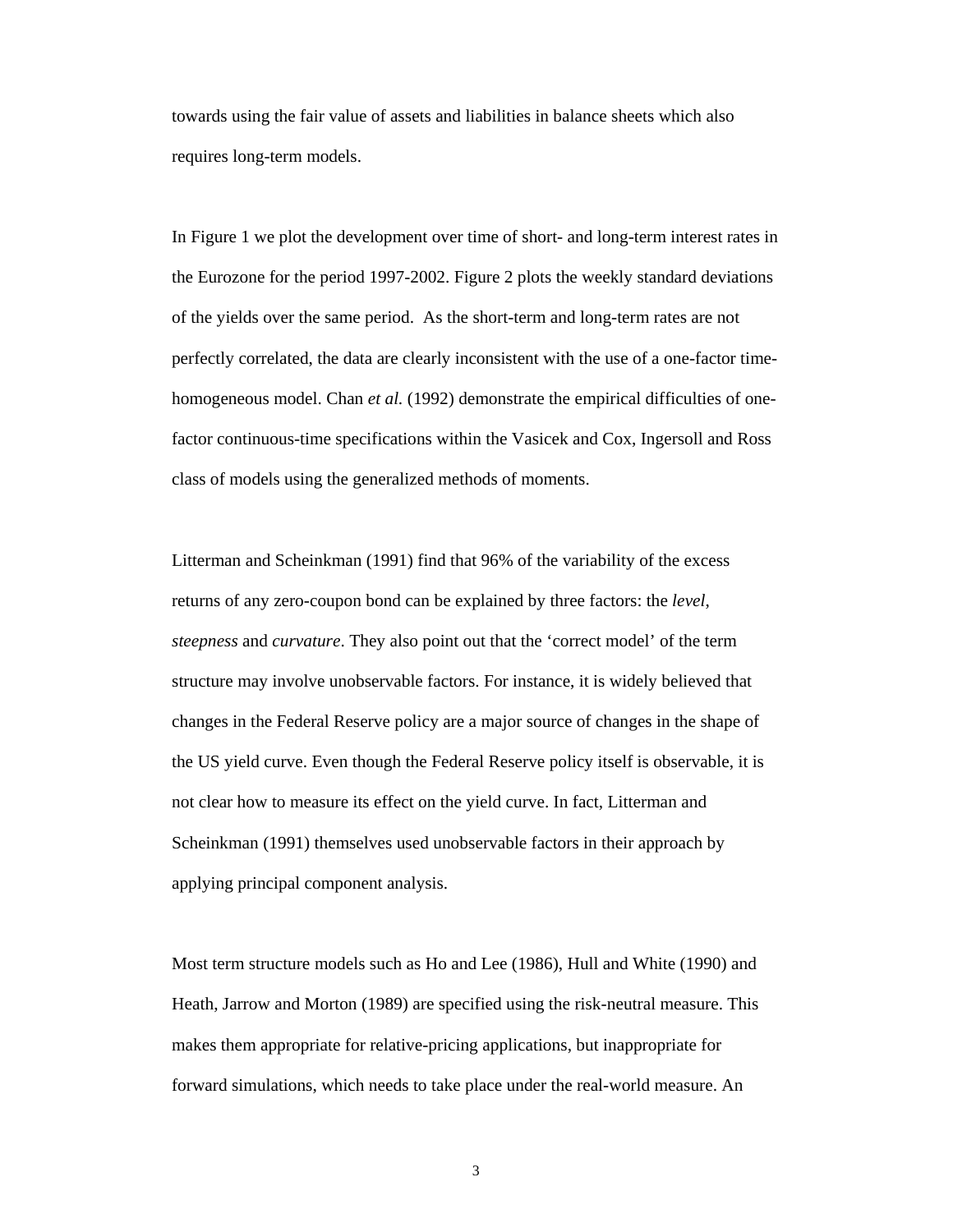towards using the fair value of assets and liabilities in balance sheets which also requires long-term models.

In Figure 1 we plot the development over time of short- and long-term interest rates in the Eurozone for the period 1997-2002. Figure 2 plots the weekly standard deviations of the yields over the same period. As the short-term and long-term rates are not perfectly correlated, the data are clearly inconsistent with the use of a one-factor time-homogeneous model. Chan *et al.* (1992) demonstrate the empirical difficulties of one-factor continuous-time specifications within the Vasicek and Cox, Ingersoll and Ross class of models using the generalized methods of moments.

Litterman and Scheinkman (1991) find that 96% of the variability of the excess returns of any zero-coupon bond can be explained by three factors: the *level*, *steepness* and *curvature*. They also point out that the 'correct model' of the term structure may involve unobservable factors. For instance, it is widely believed that changes in the Federal Reserve policy are a major source of changes in the shape of the US yield curve. Even though the Federal Reserve policy itself is observable, it is not clear how to measure its effect on the yield curve. In fact, Litterman and Scheinkman (1991) themselves used unobservable factors in their approach by applying principal component analysis.

Most term structure models such as Ho and Lee (1986), Hull and White (1990) and Heath, Jarrow and Morton (1989) are specified using the risk-neutral measure. This makes them appropriate for relative-pricing applications, but inappropriate for forward simulations, which needs to take place under the real-world measure. An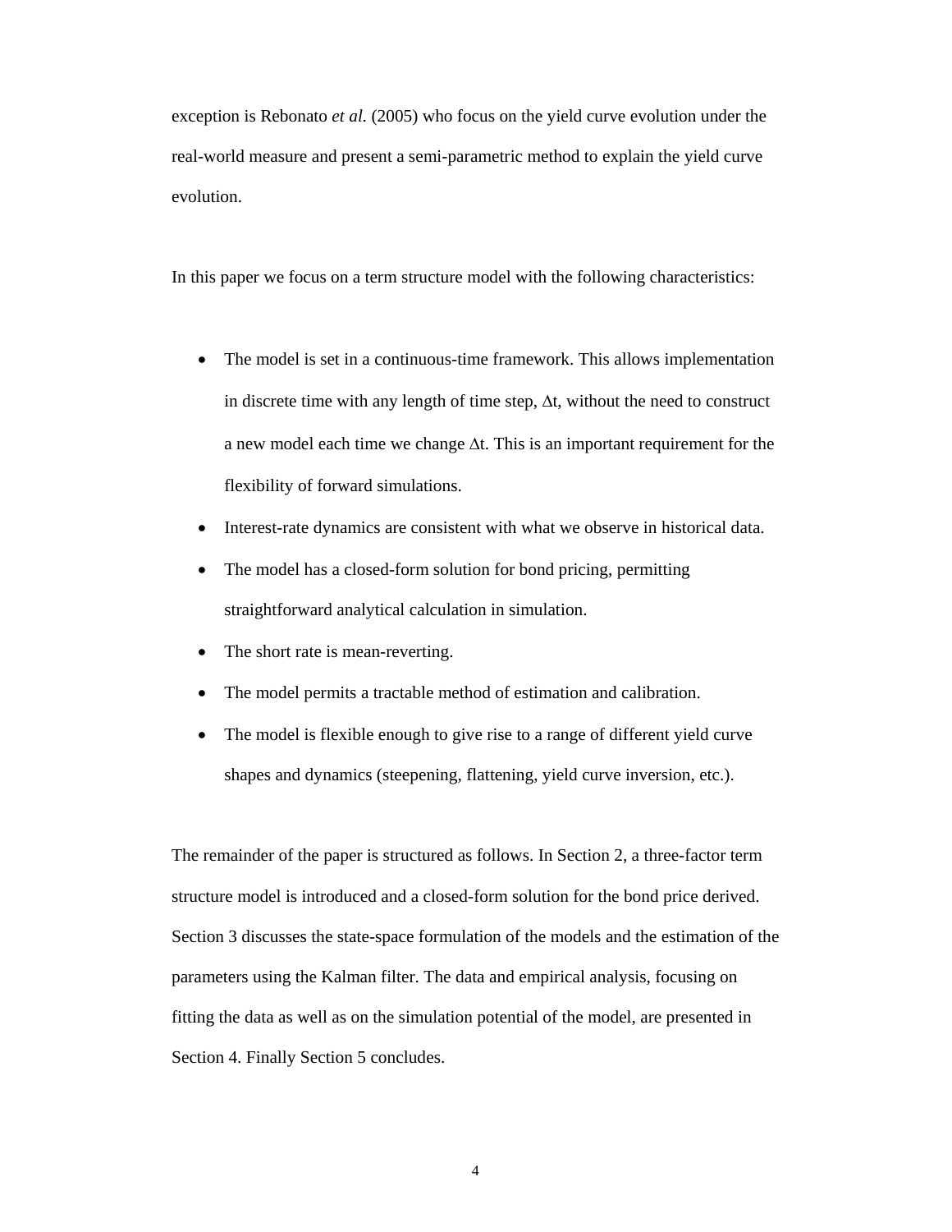exception is Rebonato *et al.* (2005) who focus on the yield curve evolution under the real-world measure and present a semi-parametric method to explain the yield curve evolution.

In this paper we focus on a term structure model with the following characteristics:

- The model is set in a continuous-time framework. This allows implementation in discrete time with any length of time step, $\Delta t$, without the need to construct a new model each time we change $\Delta t$. This is an important requirement for the flexibility of forward simulations.
- Interest-rate dynamics are consistent with what we observe in historical data.
- The model has a closed-form solution for bond pricing, permitting straightforward analytical calculation in simulation.
- The short rate is mean-reverting.
- The model permits a tractable method of estimation and calibration.
- The model is flexible enough to give rise to a range of different yield curve shapes and dynamics (steepening, flattening, yield curve inversion, etc.).

The remainder of the paper is structured as follows. In Section 2, a three-factor term structure model is introduced and a closed-form solution for the bond price derived. Section 3 discusses the state-space formulation of the models and the estimation of the parameters using the Kalman filter. The data and empirical analysis, focusing on fitting the data as well as on the simulation potential of the model, are presented in Section 4. Finally Section 5 concludes.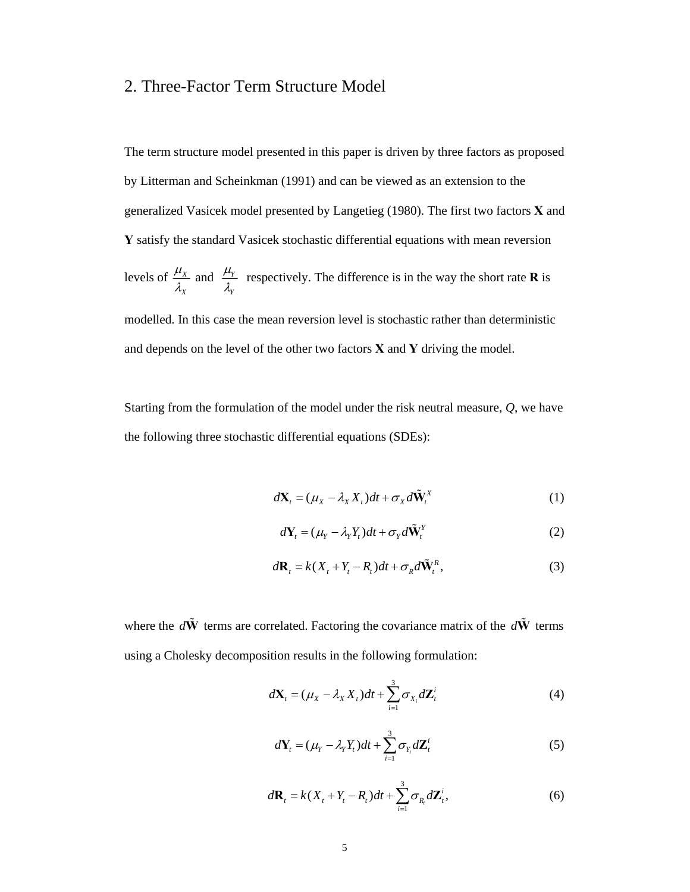## 2. Three-Factor Term Structure Model

The term structure model presented in this paper is driven by three factors as proposed by Litterman and Scheinkman (1991) and can be viewed as an extension to the generalized Vasicek model presented by Langetieg (1980). The first two factors **X** and **Y** satisfy the standard Vasicek stochastic differential equations with mean reversion levels of $\frac{\mu_X}{\lambda_X}$ and $\frac{\mu_Y}{\lambda_Y}$ respectively. The difference is in the way the short rate **R** is modelled. In this case the mean reversion level is stochastic rather than deterministic and depends on the level of the other two factors **X** and **Y** driving the model.

Starting from the formulation of the model under the risk neutral measure, $Q$, we have the following three stochastic differential equations (SDEs):

$$d\mathbf{X}_t = (\mu_X - \lambda_X X_t)dt + \sigma_X d\tilde{\mathbf{W}}_t^X \tag{1}$$

$$d\mathbf{Y}_t = (\mu_Y - \lambda_Y Y_t)dt + \sigma_Y d\tilde{\mathbf{W}}_t^Y \tag{2}$$

$$d\mathbf{R}_t = k(X_t + Y_t - R_t)dt + \sigma_R d\tilde{\mathbf{W}}_t^R, \tag{3}$$

where the $d\tilde{\mathbf{W}}$ terms are correlated. Factoring the covariance matrix of the $d\tilde{\mathbf{W}}$ terms using a Cholesky decomposition results in the following formulation:

$$d\mathbf{X}_t = (\mu_X - \lambda_X X_t)dt + \sum_{i=1}^{3} \sigma_{X_i} d\mathbf{Z}_t^i \tag{4}$$

$$d\mathbf{Y}_t = (\mu_Y - \lambda_Y Y_t)dt + \sum_{i=1}^{3} \sigma_{Y_i} d\mathbf{Z}_t^i \tag{5}$$

$$d\mathbf{R}_t = k(X_t + Y_t - R_t)dt + \sum_{i=1}^{3} \sigma_{R_i} d\mathbf{Z}_t^i, \tag{6}$$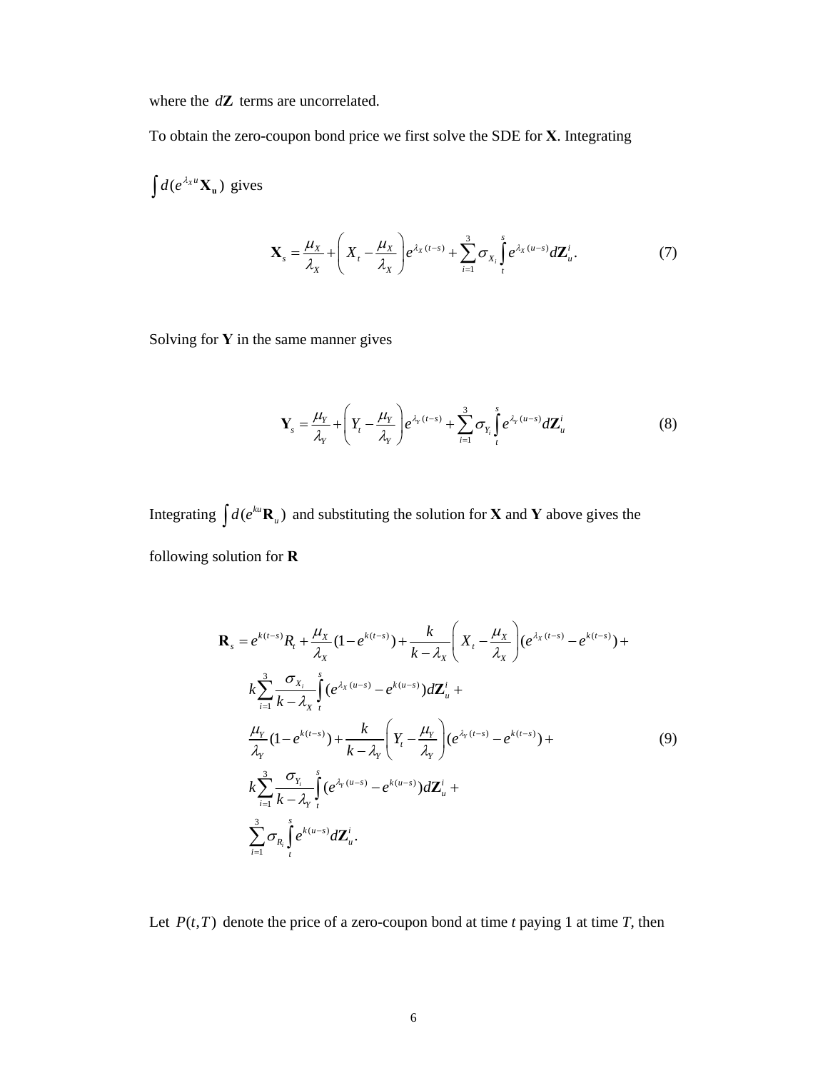where the $d\mathbf{Z}$ terms are uncorrelated.

To obtain the zero-coupon bond price we first solve the SDE for **X**. Integrating

$\int d(e^{\lambda_X u}\mathbf{X_u})$ gives

$$
\mathbf{X}_s = \frac{\mu_X}{\lambda_X} + \left( X_t - \frac{\mu_X}{\lambda_X} \right) e^{\lambda_X (t-s)} + \sum_{i=1}^{3} \sigma_{X_i} \int_t^s e^{\lambda_X (u-s)} d\mathbf{Z}_u^i. \tag{7}
$$

Solving for **Y** in the same manner gives

$$
\mathbf{Y}_s = \frac{\mu_Y}{\lambda_Y} + \left( Y_t - \frac{\mu_Y}{\lambda_Y} \right) e^{\lambda_Y (t-s)} + \sum_{i=1}^{3} \sigma_{Y_i} \int_t^s e^{\lambda_Y (u-s)} d\mathbf{Z}_u^i \tag{8}
$$

Integrating $\int d(e^{ku}\mathbf{R}_u)$ and substituting the solution for **X** and **Y** above gives the following solution for **R**

$$
\begin{aligned}
\mathbf{R}_s = {} & e^{k(t-s)} R_t + \frac{\mu_X}{\lambda_X}(1 - e^{k(t-s)}) + \frac{k}{k - \lambda_X}\left( X_t - \frac{\mu_X}{\lambda_X} \right)(e^{\lambda_X (t-s)} - e^{k(t-s)}) + \\
& k \sum_{i=1}^{3} \frac{\sigma_{X_i}}{k - \lambda_X} \int_t^s (e^{\lambda_X (u-s)} - e^{k(u-s)}) d\mathbf{Z}_u^i + \\
& \frac{\mu_Y}{\lambda_Y}(1 - e^{k(t-s)}) + \frac{k}{k - \lambda_Y}\left( Y_t - \frac{\mu_Y}{\lambda_Y} \right)(e^{\lambda_Y (t-s)} - e^{k(t-s)}) + \\
& k \sum_{i=1}^{3} \frac{\sigma_{Y_i}}{k - \lambda_Y} \int_t^s (e^{\lambda_Y (u-s)} - e^{k(u-s)}) d\mathbf{Z}_u^i + \\
& \sum_{i=1}^{3} \sigma_{R_i} \int_t^s e^{k(u-s)} d\mathbf{Z}_u^i.
\end{aligned} \tag{9}
$$

Let $P(t,T)$ denote the price of a zero-coupon bond at time $t$ paying 1 at time $T$, then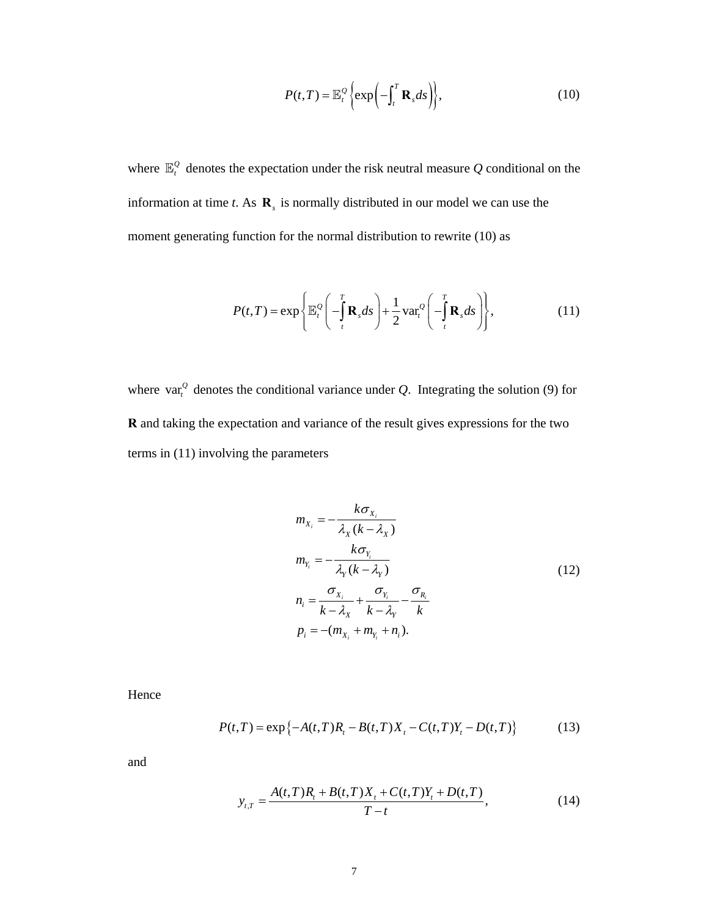$$P(t,T) = \mathbb{E}_t^Q \left\{ \exp\left( -\int_t^T \mathbf{R}_s ds \right) \right\}, \tag{10}$$

where $\mathbb{E}_t^Q$ denotes the expectation under the risk neutral measure $Q$ conditional on the information at time $t$. As $\mathbf{R}_s$ is normally distributed in our model we can use the moment generating function for the normal distribution to rewrite (10) as

$$P(t,T) = \exp\left\{ \mathbb{E}_t^Q \left( -\int_t^T \mathbf{R}_s ds \right) + \frac{1}{2} \operatorname{var}_t^Q \left( -\int_t^T \mathbf{R}_s ds \right) \right\}, \tag{11}$$

where $\operatorname{var}_t^Q$ denotes the conditional variance under $Q$. Integrating the solution (9) for $\mathbf{R}$ and taking the expectation and variance of the result gives expressions for the two terms in (11) involving the parameters

$$\begin{aligned}
m_{X_i} &= -\frac{k\sigma_{X_i}}{\lambda_X (k - \lambda_X)} \\
m_{Y_i} &= -\frac{k\sigma_{Y_i}}{\lambda_Y (k - \lambda_Y)} \\
n_i &= \frac{\sigma_{X_i}}{k - \lambda_X} + \frac{\sigma_{Y_i}}{k - \lambda_Y} - \frac{\sigma_{R_i}}{k} \\
p_i &= -(m_{X_i} + m_{Y_i} + n_i).
\end{aligned} \tag{12}$$

Hence

$$P(t,T) = \exp\left\{ -A(t,T)R_t - B(t,T)X_t - C(t,T)Y_t - D(t,T) \right\} \tag{13}$$

and

$$y_{t,T} = \frac{A(t,T)R_t + B(t,T)X_t + C(t,T)Y_t + D(t,T)}{T-t}, \tag{14}$$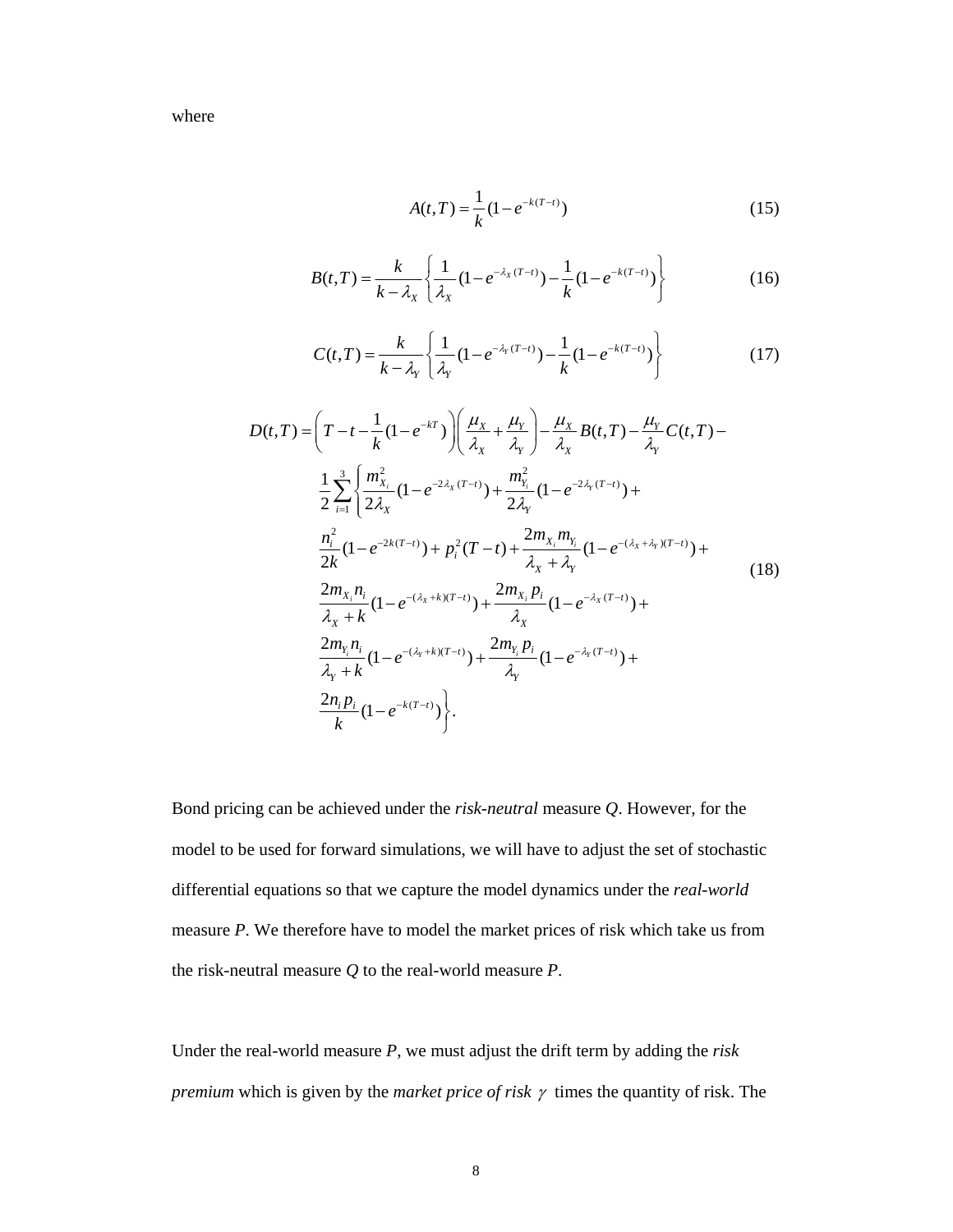where

$$A(t,T) = \frac{1}{k}(1 - e^{-k(T-t)}) \tag{15}$$

$$B(t,T) = \frac{k}{k - \lambda_X}\left\{\frac{1}{\lambda_X}(1 - e^{-\lambda_X(T-t)}) - \frac{1}{k}(1 - e^{-k(T-t)})\right\} \tag{16}$$

$$C(t,T) = \frac{k}{k - \lambda_Y}\left\{\frac{1}{\lambda_Y}(1 - e^{-\lambda_Y(T-t)}) - \frac{1}{k}(1 - e^{-k(T-t)})\right\} \tag{17}$$

$$\begin{aligned}
D(t,T) = {} & \left(T - t - \frac{1}{k}(1 - e^{-kT})\right)\left(\frac{\mu_X}{\lambda_X} + \frac{\mu_Y}{\lambda_Y}\right) - \frac{\mu_X}{\lambda_X}B(t,T) - \frac{\mu_Y}{\lambda_Y}C(t,T) - \\
& \frac{1}{2}\sum_{i=1}^{3}\left\{\frac{m_{X_i}^2}{2\lambda_X}(1 - e^{-2\lambda_X(T-t)}) + \frac{m_{Y_i}^2}{2\lambda_Y}(1 - e^{-2\lambda_Y(T-t)}) + \right. \\
& \frac{n_i^2}{2k}(1 - e^{-2k(T-t)}) + p_i^2(T-t) + \frac{2m_{X_i}m_{Y_i}}{\lambda_X + \lambda_Y}(1 - e^{-(\lambda_X + \lambda_Y)(T-t)}) + \\
& \frac{2m_{X_i}n_i}{\lambda_X + k}(1 - e^{-(\lambda_X + k)(T-t)}) + \frac{2m_{X_i}p_i}{\lambda_X}(1 - e^{-\lambda_X(T-t)}) + \\
& \frac{2m_{Y_i}n_i}{\lambda_Y + k}(1 - e^{-(\lambda_Y + k)(T-t)}) + \frac{2m_{Y_i}p_i}{\lambda_Y}(1 - e^{-\lambda_Y(T-t)}) + \\
& \left.\frac{2n_i p_i}{k}(1 - e^{-k(T-t)})\right\}.
\end{aligned} \tag{18}$$

Bond pricing can be achieved under the *risk-neutral* measure *Q*. However, for the model to be used for forward simulations, we will have to adjust the set of stochastic differential equations so that we capture the model dynamics under the *real-world* measure *P*. We therefore have to model the market prices of risk which take us from the risk-neutral measure *Q* to the real-world measure *P*.

Under the real-world measure *P*, we must adjust the drift term by adding the *risk premium* which is given by the *market price of risk* $\gamma$ times the quantity of risk. The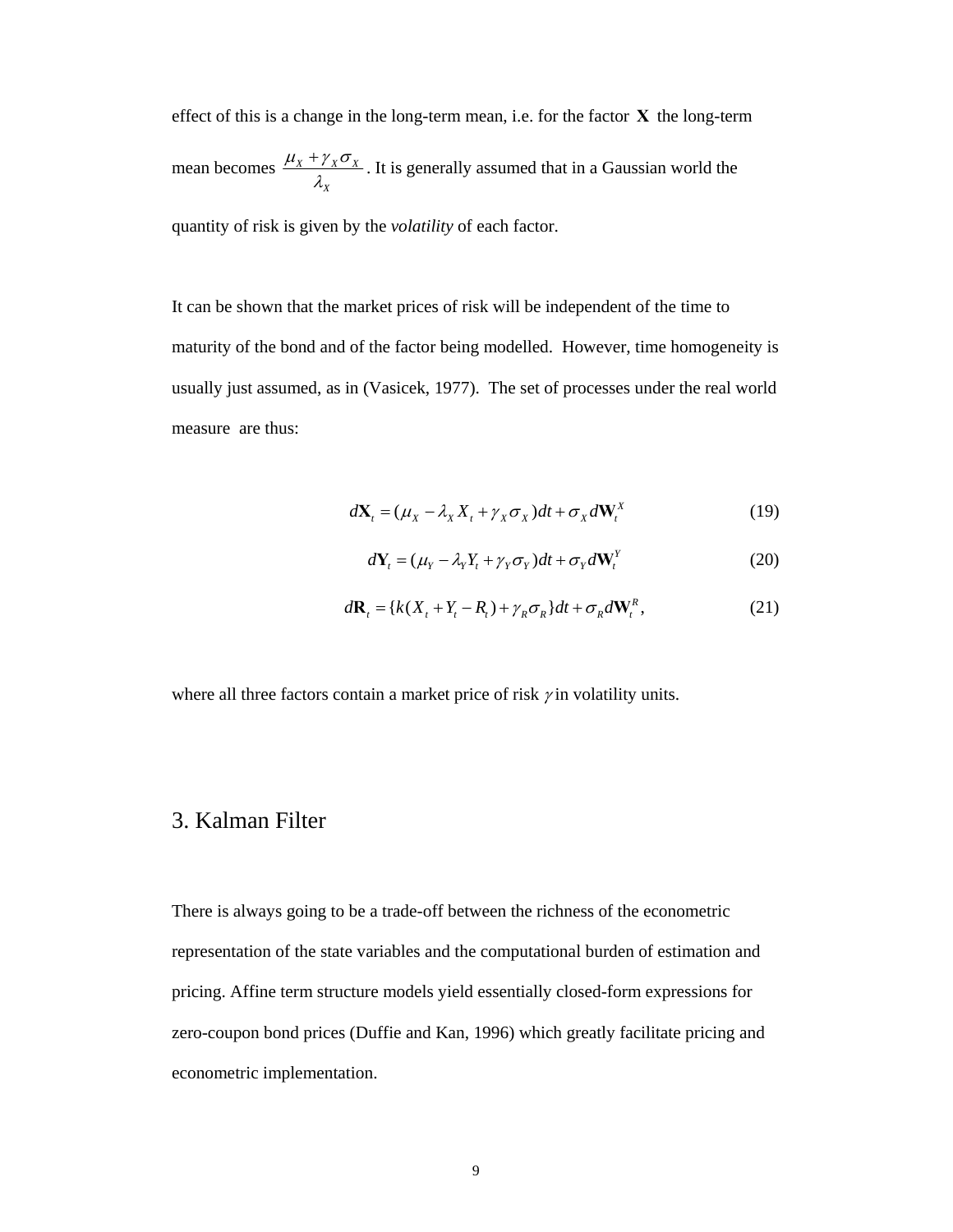effect of this is a change in the long-term mean, i.e. for the factor $\mathbf{X}$ the long-term mean becomes $\frac{\mu_X + \gamma_X \sigma_X}{\lambda_X}$. It is generally assumed that in a Gaussian world the quantity of risk is given by the *volatility* of each factor.

It can be shown that the market prices of risk will be independent of the time to maturity of the bond and of the factor being modelled. However, time homogeneity is usually just assumed, as in (Vasicek, 1977). The set of processes under the real world measure are thus:

$$d\mathbf{X}_t = (\mu_X - \lambda_X X_t + \gamma_X \sigma_X)dt + \sigma_X d\mathbf{W}_t^X \tag{19}$$

$$d\mathbf{Y}_t = (\mu_Y - \lambda_Y Y_t + \gamma_Y \sigma_Y)dt + \sigma_Y d\mathbf{W}_t^Y \tag{20}$$

$$d\mathbf{R}_t = \{k(X_t + Y_t - R_t) + \gamma_R \sigma_R\}dt + \sigma_R d\mathbf{W}_t^R, \tag{21}$$

where all three factors contain a market price of risk $\gamma$ in volatility units.

## 3. Kalman Filter

There is always going to be a trade-off between the richness of the econometric representation of the state variables and the computational burden of estimation and pricing. Affine term structure models yield essentially closed-form expressions for zero-coupon bond prices (Duffie and Kan, 1996) which greatly facilitate pricing and econometric implementation.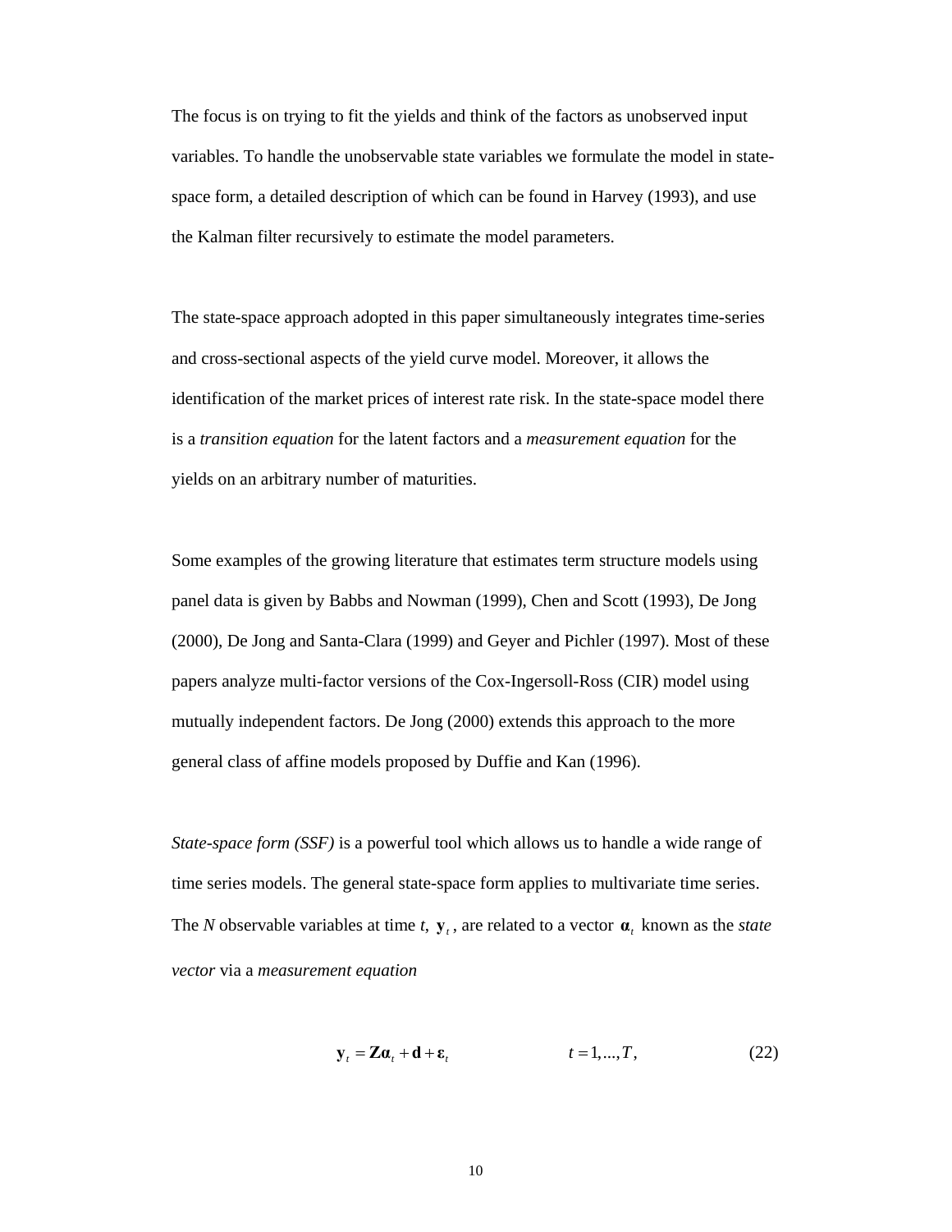The focus is on trying to fit the yields and think of the factors as unobserved input variables. To handle the unobservable state variables we formulate the model in state-space form, a detailed description of which can be found in Harvey (1993), and use the Kalman filter recursively to estimate the model parameters.

The state-space approach adopted in this paper simultaneously integrates time-series and cross-sectional aspects of the yield curve model. Moreover, it allows the identification of the market prices of interest rate risk. In the state-space model there is a *transition equation* for the latent factors and a *measurement equation* for the yields on an arbitrary number of maturities.

Some examples of the growing literature that estimates term structure models using panel data is given by Babbs and Nowman (1999), Chen and Scott (1993), De Jong (2000), De Jong and Santa-Clara (1999) and Geyer and Pichler (1997). Most of these papers analyze multi-factor versions of the Cox-Ingersoll-Ross (CIR) model using mutually independent factors. De Jong (2000) extends this approach to the more general class of affine models proposed by Duffie and Kan (1996).

*State-space form (SSF)* is a powerful tool which allows us to handle a wide range of time series models. The general state-space form applies to multivariate time series. The $N$ observable variables at time $t$, $\mathbf{y}_t$, are related to a vector $\boldsymbol{\alpha}_t$ known as the *state vector* via a *measurement equation*

$$\mathbf{y}_t = \mathbf{Z}\boldsymbol{\alpha}_t + \mathbf{d} + \boldsymbol{\varepsilon}_t \qquad t = 1, \ldots, T, \tag{22}$$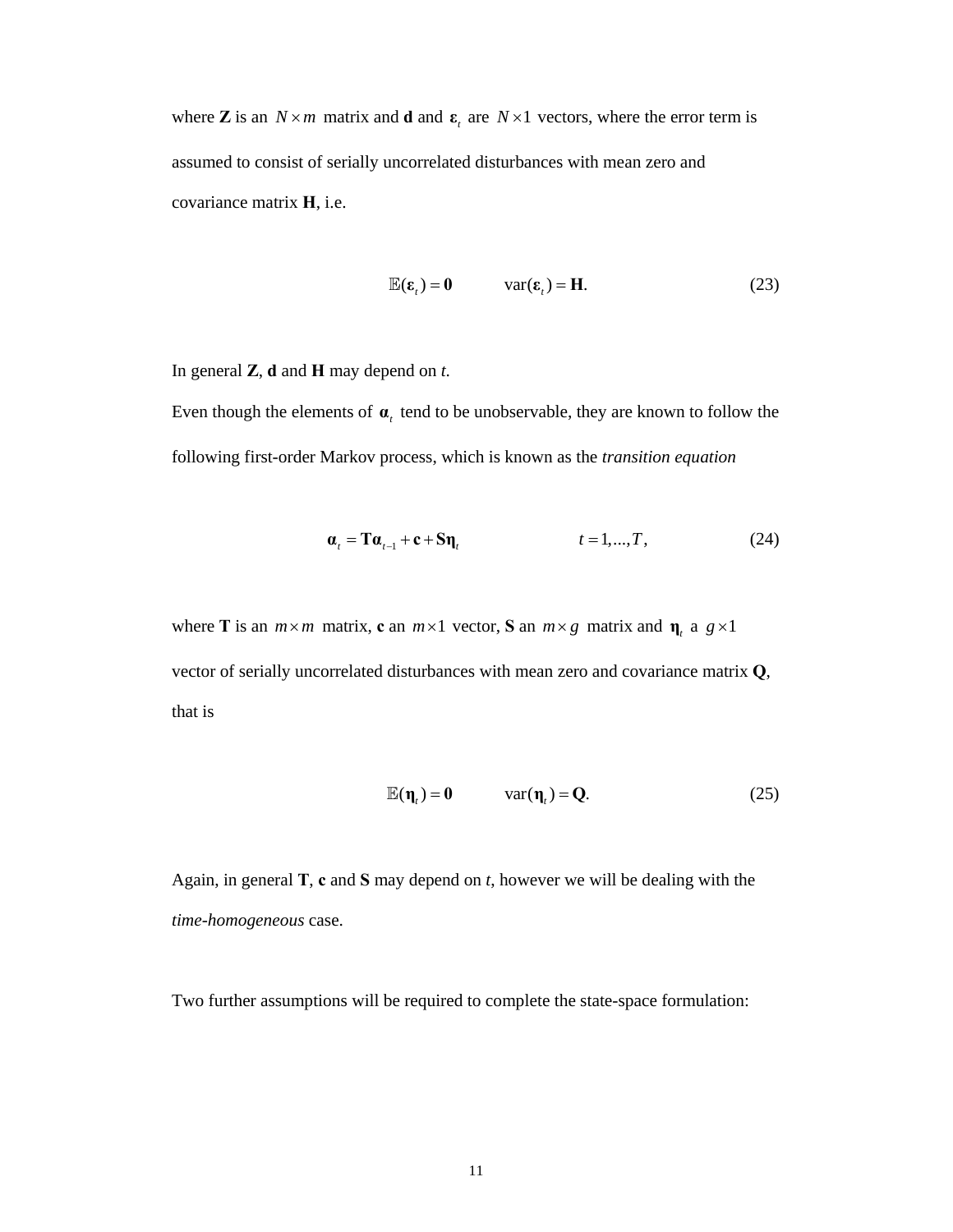where **Z** is an $N \times m$ matrix and **d** and $\boldsymbol{\varepsilon}_t$ are $N \times 1$ vectors, where the error term is assumed to consist of serially uncorrelated disturbances with mean zero and covariance matrix **H**, i.e.

$$\mathbb{E}(\boldsymbol{\varepsilon}_t) = \mathbf{0} \qquad \text{var}(\boldsymbol{\varepsilon}_t) = \mathbf{H}. \tag{23}$$

In general **Z**, **d** and **H** may depend on *t*.

Even though the elements of $\boldsymbol{\alpha}_t$ tend to be unobservable, they are known to follow the following first-order Markov process, which is known as the *transition equation*

$$\boldsymbol{\alpha}_t = \mathbf{T}\boldsymbol{\alpha}_{t-1} + \mathbf{c} + \mathbf{S}\boldsymbol{\eta}_t \qquad t = 1,...,T, \tag{24}$$

where **T** is an $m \times m$ matrix, **c** an $m \times 1$ vector, **S** an $m \times g$ matrix and $\boldsymbol{\eta}_t$ a $g \times 1$ vector of serially uncorrelated disturbances with mean zero and covariance matrix **Q**, that is

$$\mathbb{E}(\boldsymbol{\eta}_t) = \mathbf{0} \qquad \text{var}(\boldsymbol{\eta}_t) = \mathbf{Q}. \tag{25}$$

Again, in general **T**, **c** and **S** may depend on *t*, however we will be dealing with the *time-homogeneous* case.

Two further assumptions will be required to complete the state-space formulation: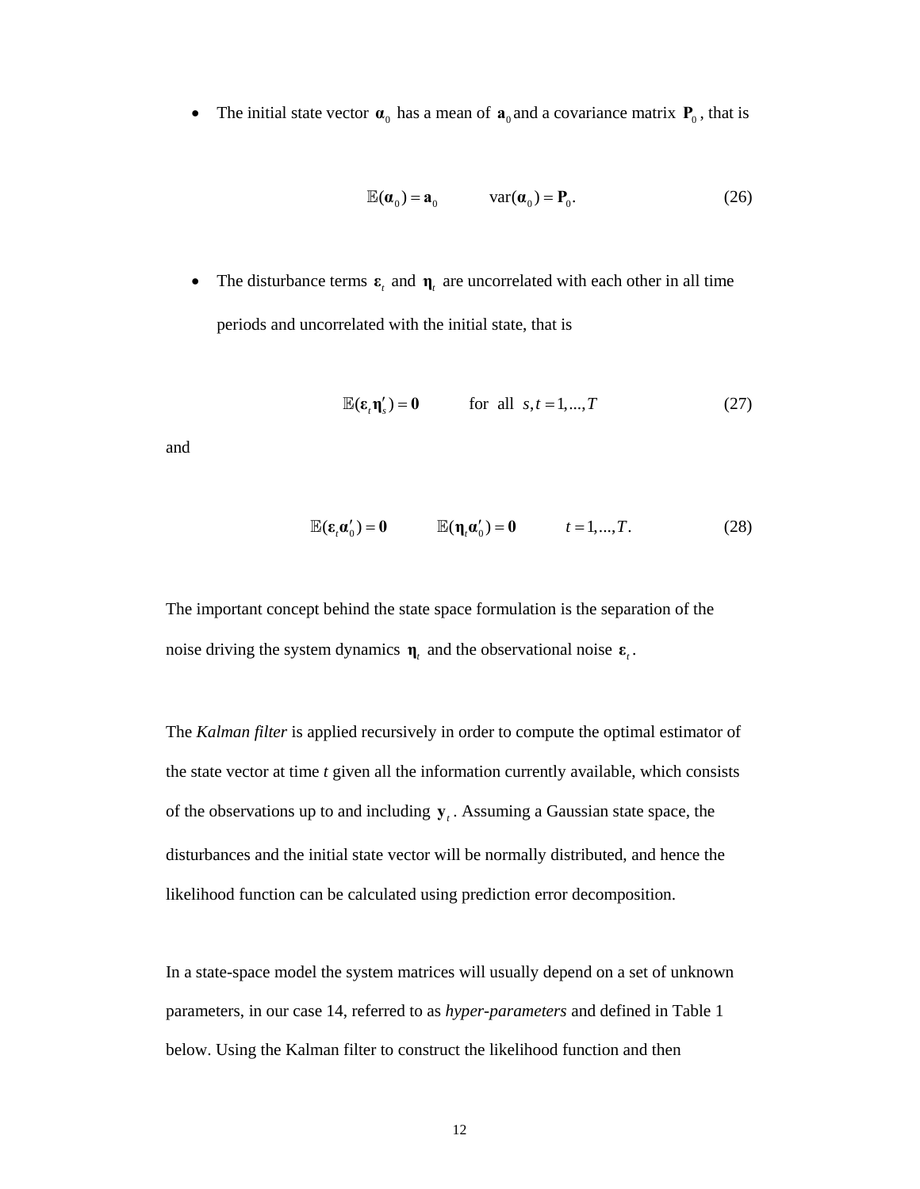- The initial state vector $\boldsymbol{\alpha}_0$ has a mean of $\mathbf{a}_0$ and a covariance matrix $\mathbf{P}_0$, that is

$$\mathbb{E}(\boldsymbol{\alpha}_0) = \mathbf{a}_0 \qquad \text{var}(\boldsymbol{\alpha}_0) = \mathbf{P}_0. \tag{26}$$

- The disturbance terms $\boldsymbol{\varepsilon}_t$ and $\boldsymbol{\eta}_t$ are uncorrelated with each other in all time periods and uncorrelated with the initial state, that is

$$\mathbb{E}(\boldsymbol{\varepsilon}_t \boldsymbol{\eta}_s') = \mathbf{0} \qquad \text{for all } s, t = 1, ..., T \tag{27}$$

and

$$\mathbb{E}(\boldsymbol{\varepsilon}_t \boldsymbol{\alpha}_0') = \mathbf{0} \qquad \mathbb{E}(\boldsymbol{\eta}_t \boldsymbol{\alpha}_0') = \mathbf{0} \qquad t = 1, ..., T. \tag{28}$$

The important concept behind the state space formulation is the separation of the noise driving the system dynamics $\boldsymbol{\eta}_t$ and the observational noise $\boldsymbol{\varepsilon}_t$.

The *Kalman filter* is applied recursively in order to compute the optimal estimator of the state vector at time *t* given all the information currently available, which consists of the observations up to and including $\mathbf{y}_t$. Assuming a Gaussian state space, the disturbances and the initial state vector will be normally distributed, and hence the likelihood function can be calculated using prediction error decomposition.

In a state-space model the system matrices will usually depend on a set of unknown parameters, in our case 14, referred to as *hyper-parameters* and defined in Table 1 below. Using the Kalman filter to construct the likelihood function and then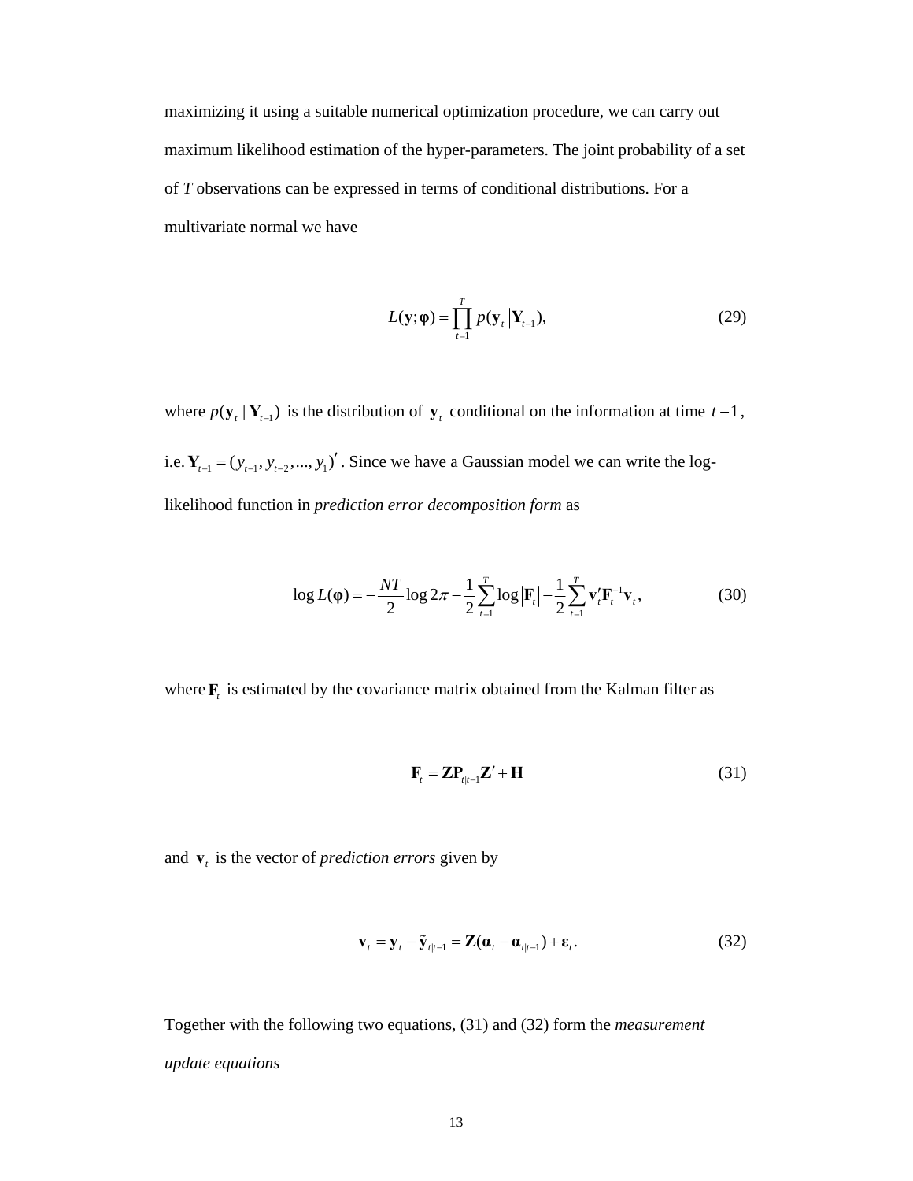maximizing it using a suitable numerical optimization procedure, we can carry out maximum likelihood estimation of the hyper-parameters. The joint probability of a set of *T* observations can be expressed in terms of conditional distributions. For a multivariate normal we have

$$L(\mathbf{y};\boldsymbol{\varphi}) = \prod_{t=1}^{T} p(\mathbf{y}_t \,|\mathbf{Y}_{t-1}), \tag{29}$$

where $p(\mathbf{y}_t \mid \mathbf{Y}_{t-1})$ is the distribution of $\mathbf{y}_t$ conditional on the information at time $t-1$, i.e. $\mathbf{Y}_{t-1} = (y_{t-1}, y_{t-2}, ..., y_1)'$. Since we have a Gaussian model we can write the log-likelihood function in *prediction error decomposition form* as

$$\log L(\boldsymbol{\varphi}) = -\frac{NT}{2}\log 2\pi - \frac{1}{2}\sum_{t=1}^{T}\log\left|\mathbf{F}_t\right| - \frac{1}{2}\sum_{t=1}^{T}\mathbf{v}_t'\mathbf{F}_t^{-1}\mathbf{v}_t, \tag{30}$$

where $\mathbf{F}_t$ is estimated by the covariance matrix obtained from the Kalman filter as

$$\mathbf{F}_t = \mathbf{Z}\mathbf{P}_{t|t-1}\mathbf{Z}' + \mathbf{H} \tag{31}$$

and $\mathbf{v}_t$ is the vector of *prediction errors* given by

$$\mathbf{v}_t = \mathbf{y}_t - \tilde{\mathbf{y}}_{t|t-1} = \mathbf{Z}(\boldsymbol{\alpha}_t - \boldsymbol{\alpha}_{t|t-1}) + \boldsymbol{\varepsilon}_t. \tag{32}$$

Together with the following two equations, (31) and (32) form the *measurement update equations*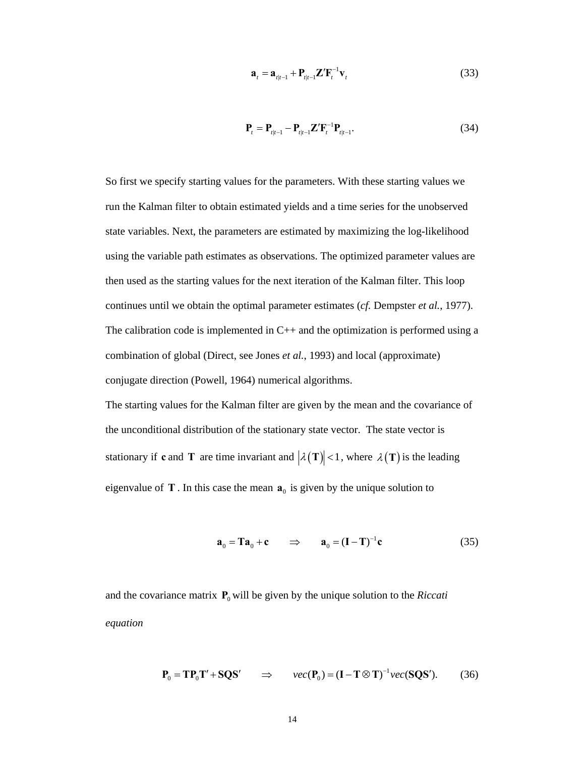$$\mathbf{a}_t = \mathbf{a}_{t|t-1} + \mathbf{P}_{t|t-1}\mathbf{Z}'\mathbf{F}_t^{-1}\mathbf{v}_t \tag{33}$$

$$\mathbf{P}_t = \mathbf{P}_{t|t-1} - \mathbf{P}_{t|t-1}\mathbf{Z}'\mathbf{F}_t^{-1}\mathbf{P}_{t|t-1}. \tag{34}$$

So first we specify starting values for the parameters. With these starting values we run the Kalman filter to obtain estimated yields and a time series for the unobserved state variables. Next, the parameters are estimated by maximizing the log-likelihood using the variable path estimates as observations. The optimized parameter values are then used as the starting values for the next iteration of the Kalman filter. This loop continues until we obtain the optimal parameter estimates (*cf.* Dempster *et al.*, 1977). The calibration code is implemented in C++ and the optimization is performed using a combination of global (Direct, see Jones *et al.*, 1993) and local (approximate) conjugate direction (Powell, 1964) numerical algorithms.

The starting values for the Kalman filter are given by the mean and the covariance of the unconditional distribution of the stationary state vector. The state vector is stationary if $\mathbf{c}$ and $\mathbf{T}$ are time invariant and $|\lambda(\mathbf{T})| < 1$, where $\lambda(\mathbf{T})$ is the leading eigenvalue of $\mathbf{T}$. In this case the mean $\mathbf{a}_0$ is given by the unique solution to

$$\mathbf{a}_0 = \mathbf{T}\mathbf{a}_0 + \mathbf{c} \qquad \Rightarrow \qquad \mathbf{a}_0 = (\mathbf{I} - \mathbf{T})^{-1}\mathbf{c} \tag{35}$$

and the covariance matrix $\mathbf{P}_0$ will be given by the unique solution to the *Riccati equation*

$$\mathbf{P}_0 = \mathbf{T}\mathbf{P}_0\mathbf{T}' + \mathbf{S}\mathbf{Q}\mathbf{S}' \qquad \Rightarrow \qquad vec(\mathbf{P}_0) = (\mathbf{I} - \mathbf{T} \otimes \mathbf{T})^{-1} vec(\mathbf{S}\mathbf{Q}\mathbf{S}'). \tag{36}$$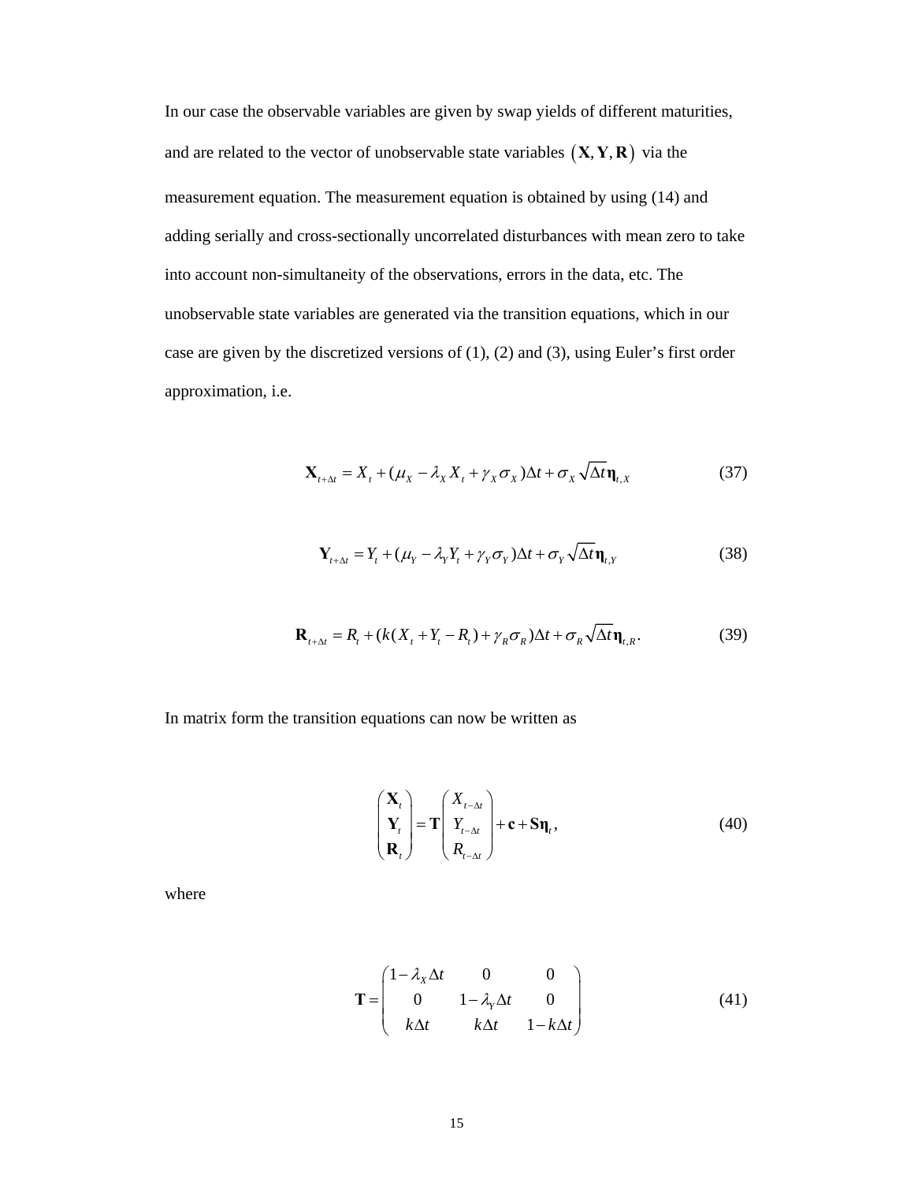In our case the observable variables are given by swap yields of different maturities, and are related to the vector of unobservable state variables $(\mathbf{X}, \mathbf{Y}, \mathbf{R})$ via the measurement equation. The measurement equation is obtained by using (14) and adding serially and cross-sectionally uncorrelated disturbances with mean zero to take into account non-simultaneity of the observations, errors in the data, etc. The unobservable state variables are generated via the transition equations, which in our case are given by the discretized versions of (1), (2) and (3), using Euler's first order approximation, i.e.

$$\mathbf{X}_{t+\Delta t} = X_t + (\mu_X - \lambda_X X_t + \gamma_X \sigma_X)\Delta t + \sigma_X \sqrt{\Delta t}\boldsymbol{\eta}_{t,X} \tag{37}$$

$$\mathbf{Y}_{t+\Delta t} = Y_t + (\mu_Y - \lambda_Y Y_t + \gamma_Y \sigma_Y)\Delta t + \sigma_Y \sqrt{\Delta t}\boldsymbol{\eta}_{t,Y} \tag{38}$$

$$\mathbf{R}_{t+\Delta t} = R_t + (k(X_t + Y_t - R_t) + \gamma_R \sigma_R)\Delta t + \sigma_R \sqrt{\Delta t}\boldsymbol{\eta}_{t,R}. \tag{39}$$

In matrix form the transition equations can now be written as

$$\begin{pmatrix} \mathbf{X}_t \\ \mathbf{Y}_t \\ \mathbf{R}_t \end{pmatrix} = \mathbf{T} \begin{pmatrix} X_{t-\Delta t} \\ Y_{t-\Delta t} \\ R_{t-\Delta t} \end{pmatrix} + \mathbf{c} + \mathbf{S}\boldsymbol{\eta}_t, \tag{40}$$

where

$$\mathbf{T} = \begin{pmatrix} 1-\lambda_X \Delta t & 0 & 0 \\ 0 & 1-\lambda_Y \Delta t & 0 \\ k\Delta t & k\Delta t & 1-k\Delta t \end{pmatrix} \tag{41}$$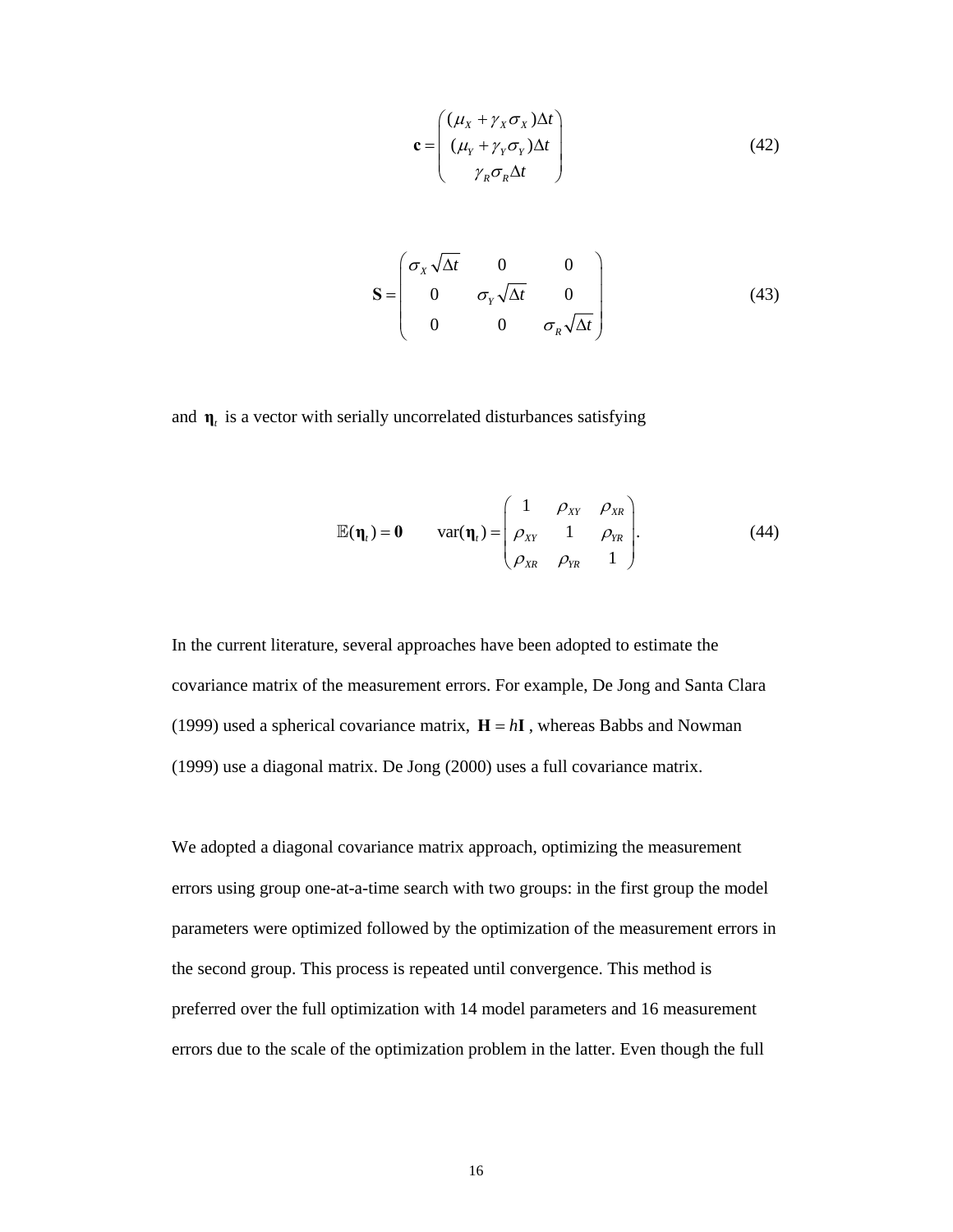$$\mathbf{c} = \begin{pmatrix} (\mu_X + \gamma_X \sigma_X)\Delta t \\ (\mu_Y + \gamma_Y \sigma_Y)\Delta t \\ \gamma_R \sigma_R \Delta t \end{pmatrix} \tag{42}$$

$$\mathbf{S} = \begin{pmatrix} \sigma_X \sqrt{\Delta t} & 0 & 0 \\ 0 & \sigma_Y \sqrt{\Delta t} & 0 \\ 0 & 0 & \sigma_R \sqrt{\Delta t} \end{pmatrix} \tag{43}$$

and $\boldsymbol{\eta}_t$ is a vector with serially uncorrelated disturbances satisfying

$$\mathbb{E}(\boldsymbol{\eta}_t) = \mathbf{0} \qquad \mathrm{var}(\boldsymbol{\eta}_t) = \begin{pmatrix} 1 & \rho_{XY} & \rho_{XR} \\ \rho_{XY} & 1 & \rho_{YR} \\ \rho_{XR} & \rho_{YR} & 1 \end{pmatrix}. \tag{44}$$

In the current literature, several approaches have been adopted to estimate the covariance matrix of the measurement errors. For example, De Jong and Santa Clara (1999) used a spherical covariance matrix, $\mathbf{H} = h\mathbf{I}$, whereas Babbs and Nowman (1999) use a diagonal matrix. De Jong (2000) uses a full covariance matrix.

We adopted a diagonal covariance matrix approach, optimizing the measurement errors using group one-at-a-time search with two groups: in the first group the model parameters were optimized followed by the optimization of the measurement errors in the second group. This process is repeated until convergence. This method is preferred over the full optimization with 14 model parameters and 16 measurement errors due to the scale of the optimization problem in the latter. Even though the full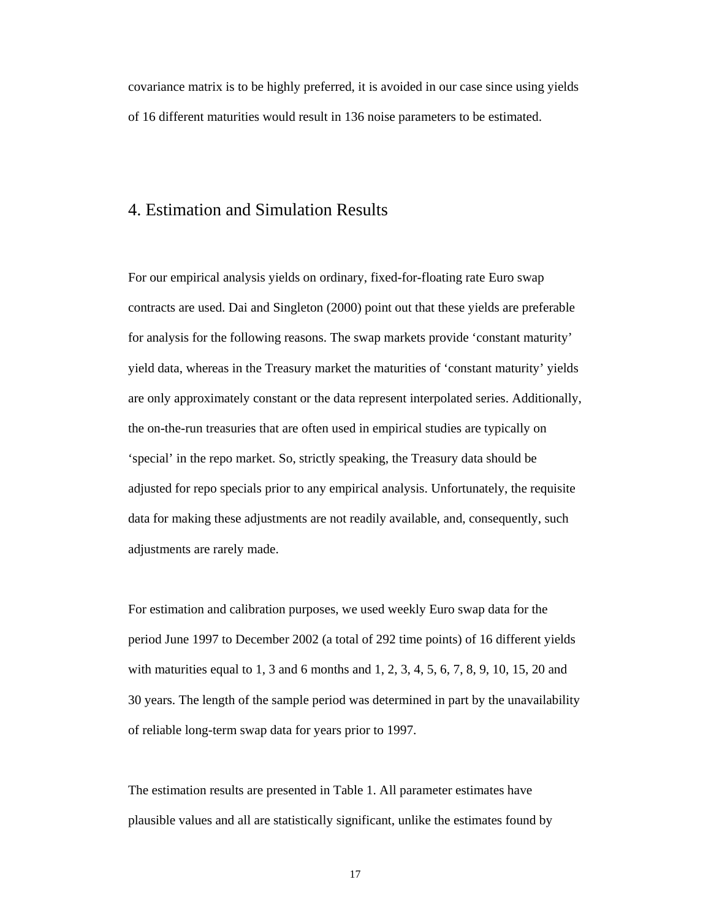covariance matrix is to be highly preferred, it is avoided in our case since using yields of 16 different maturities would result in 136 noise parameters to be estimated.

## 4. Estimation and Simulation Results

For our empirical analysis yields on ordinary, fixed-for-floating rate Euro swap contracts are used. Dai and Singleton (2000) point out that these yields are preferable for analysis for the following reasons. The swap markets provide 'constant maturity' yield data, whereas in the Treasury market the maturities of 'constant maturity' yields are only approximately constant or the data represent interpolated series. Additionally, the on-the-run treasuries that are often used in empirical studies are typically on 'special' in the repo market. So, strictly speaking, the Treasury data should be adjusted for repo specials prior to any empirical analysis. Unfortunately, the requisite data for making these adjustments are not readily available, and, consequently, such adjustments are rarely made.

For estimation and calibration purposes, we used weekly Euro swap data for the period June 1997 to December 2002 (a total of 292 time points) of 16 different yields with maturities equal to 1, 3 and 6 months and 1, 2, 3, 4, 5, 6, 7, 8, 9, 10, 15, 20 and 30 years. The length of the sample period was determined in part by the unavailability of reliable long-term swap data for years prior to 1997.

The estimation results are presented in Table 1. All parameter estimates have plausible values and all are statistically significant, unlike the estimates found by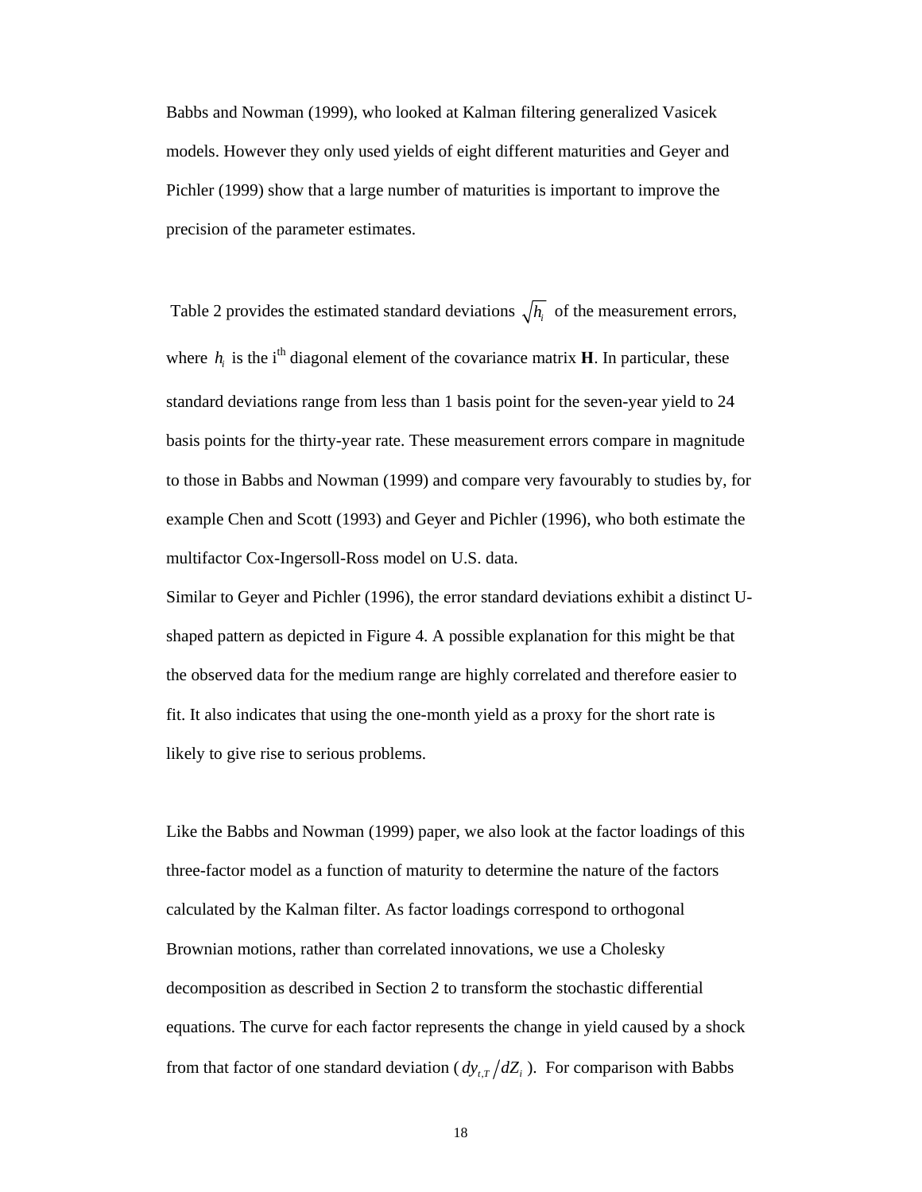Babbs and Nowman (1999), who looked at Kalman filtering generalized Vasicek models. However they only used yields of eight different maturities and Geyer and Pichler (1999) show that a large number of maturities is important to improve the precision of the parameter estimates.

Table 2 provides the estimated standard deviations $\sqrt{h_i}$ of the measurement errors, where $h_i$ is the i$^{th}$ diagonal element of the covariance matrix **H**. In particular, these standard deviations range from less than 1 basis point for the seven-year yield to 24 basis points for the thirty-year rate. These measurement errors compare in magnitude to those in Babbs and Nowman (1999) and compare very favourably to studies by, for example Chen and Scott (1993) and Geyer and Pichler (1996), who both estimate the multifactor Cox-Ingersoll-Ross model on U.S. data.

Similar to Geyer and Pichler (1996), the error standard deviations exhibit a distinct U-shaped pattern as depicted in Figure 4. A possible explanation for this might be that the observed data for the medium range are highly correlated and therefore easier to fit. It also indicates that using the one-month yield as a proxy for the short rate is likely to give rise to serious problems.

Like the Babbs and Nowman (1999) paper, we also look at the factor loadings of this three-factor model as a function of maturity to determine the nature of the factors calculated by the Kalman filter. As factor loadings correspond to orthogonal Brownian motions, rather than correlated innovations, we use a Cholesky decomposition as described in Section 2 to transform the stochastic differential equations. The curve for each factor represents the change in yield caused by a shock from that factor of one standard deviation ( $dy_{t,T} / dZ_i$ ). For comparison with Babbs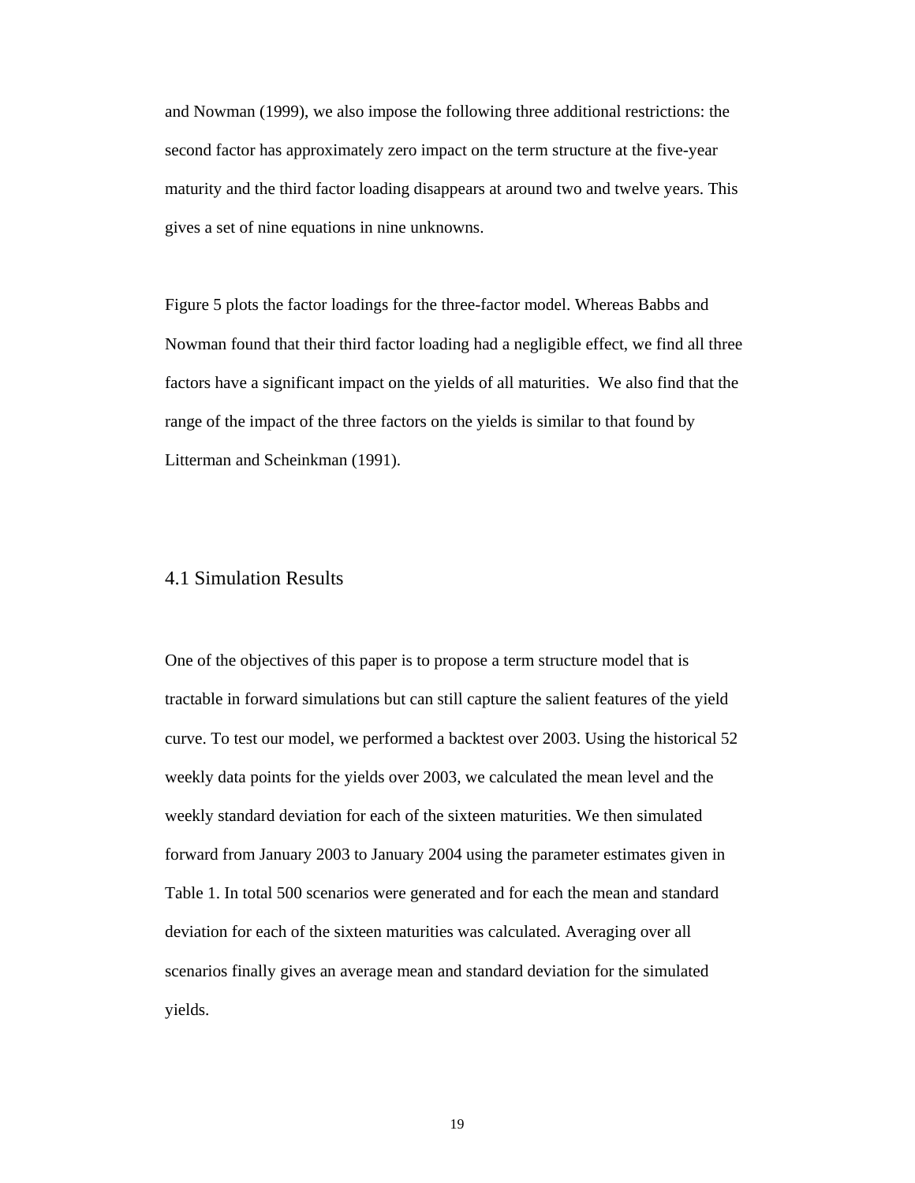and Nowman (1999), we also impose the following three additional restrictions: the second factor has approximately zero impact on the term structure at the five-year maturity and the third factor loading disappears at around two and twelve years. This gives a set of nine equations in nine unknowns.

Figure 5 plots the factor loadings for the three-factor model. Whereas Babbs and Nowman found that their third factor loading had a negligible effect, we find all three factors have a significant impact on the yields of all maturities. We also find that the range of the impact of the three factors on the yields is similar to that found by Litterman and Scheinkman (1991).

## 4.1 Simulation Results

One of the objectives of this paper is to propose a term structure model that is tractable in forward simulations but can still capture the salient features of the yield curve. To test our model, we performed a backtest over 2003. Using the historical 52 weekly data points for the yields over 2003, we calculated the mean level and the weekly standard deviation for each of the sixteen maturities. We then simulated forward from January 2003 to January 2004 using the parameter estimates given in Table 1. In total 500 scenarios were generated and for each the mean and standard deviation for each of the sixteen maturities was calculated. Averaging over all scenarios finally gives an average mean and standard deviation for the simulated yields.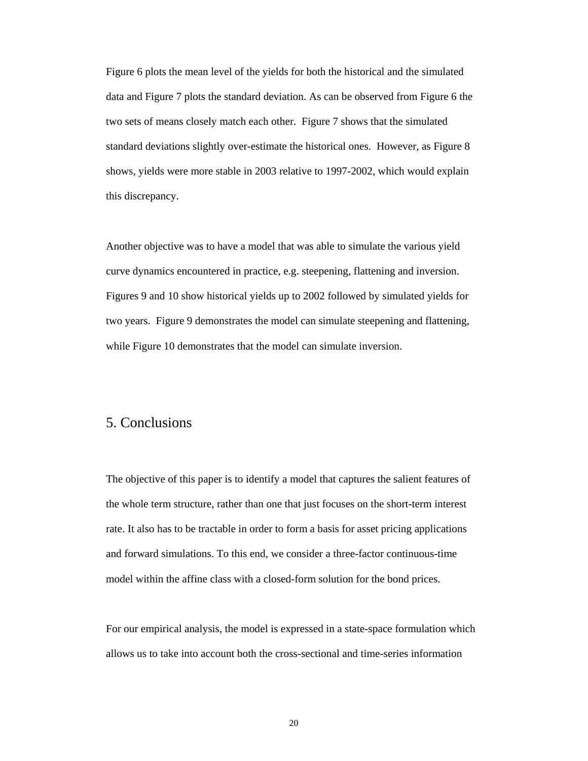Figure 6 plots the mean level of the yields for both the historical and the simulated data and Figure 7 plots the standard deviation. As can be observed from Figure 6 the two sets of means closely match each other. Figure 7 shows that the simulated standard deviations slightly over-estimate the historical ones. However, as Figure 8 shows, yields were more stable in 2003 relative to 1997-2002, which would explain this discrepancy.

Another objective was to have a model that was able to simulate the various yield curve dynamics encountered in practice, e.g. steepening, flattening and inversion. Figures 9 and 10 show historical yields up to 2002 followed by simulated yields for two years. Figure 9 demonstrates the model can simulate steepening and flattening, while Figure 10 demonstrates that the model can simulate inversion.

## 5. Conclusions

The objective of this paper is to identify a model that captures the salient features of the whole term structure, rather than one that just focuses on the short-term interest rate. It also has to be tractable in order to form a basis for asset pricing applications and forward simulations. To this end, we consider a three-factor continuous-time model within the affine class with a closed-form solution for the bond prices.

For our empirical analysis, the model is expressed in a state-space formulation which allows us to take into account both the cross-sectional and time-series information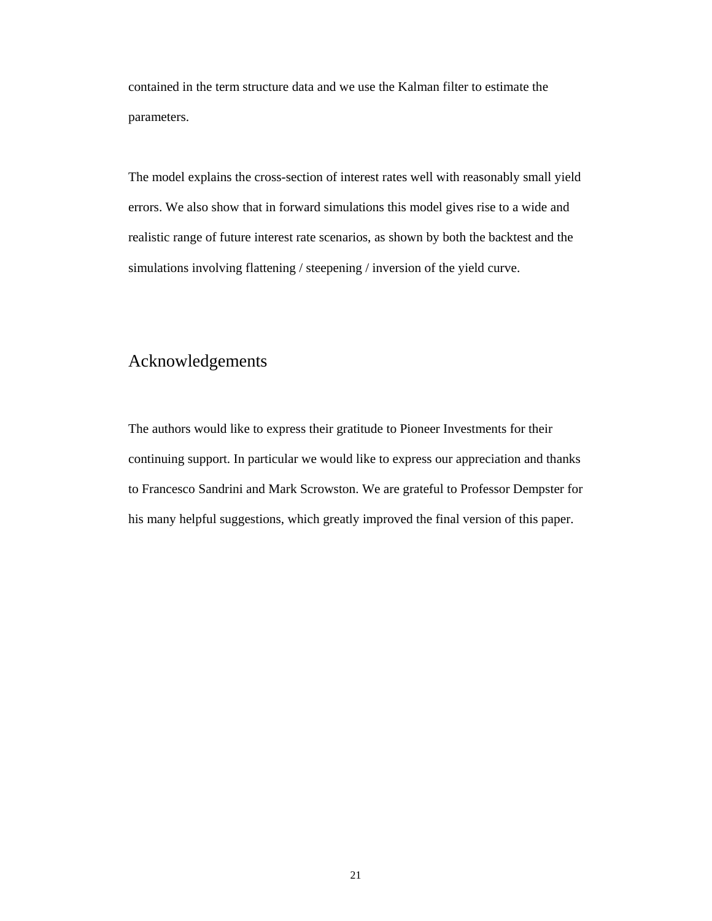contained in the term structure data and we use the Kalman filter to estimate the parameters.

The model explains the cross-section of interest rates well with reasonably small yield errors. We also show that in forward simulations this model gives rise to a wide and realistic range of future interest rate scenarios, as shown by both the backtest and the simulations involving flattening / steepening / inversion of the yield curve.

## Acknowledgements

The authors would like to express their gratitude to Pioneer Investments for their continuing support. In particular we would like to express our appreciation and thanks to Francesco Sandrini and Mark Scrowston. We are grateful to Professor Dempster for his many helpful suggestions, which greatly improved the final version of this paper.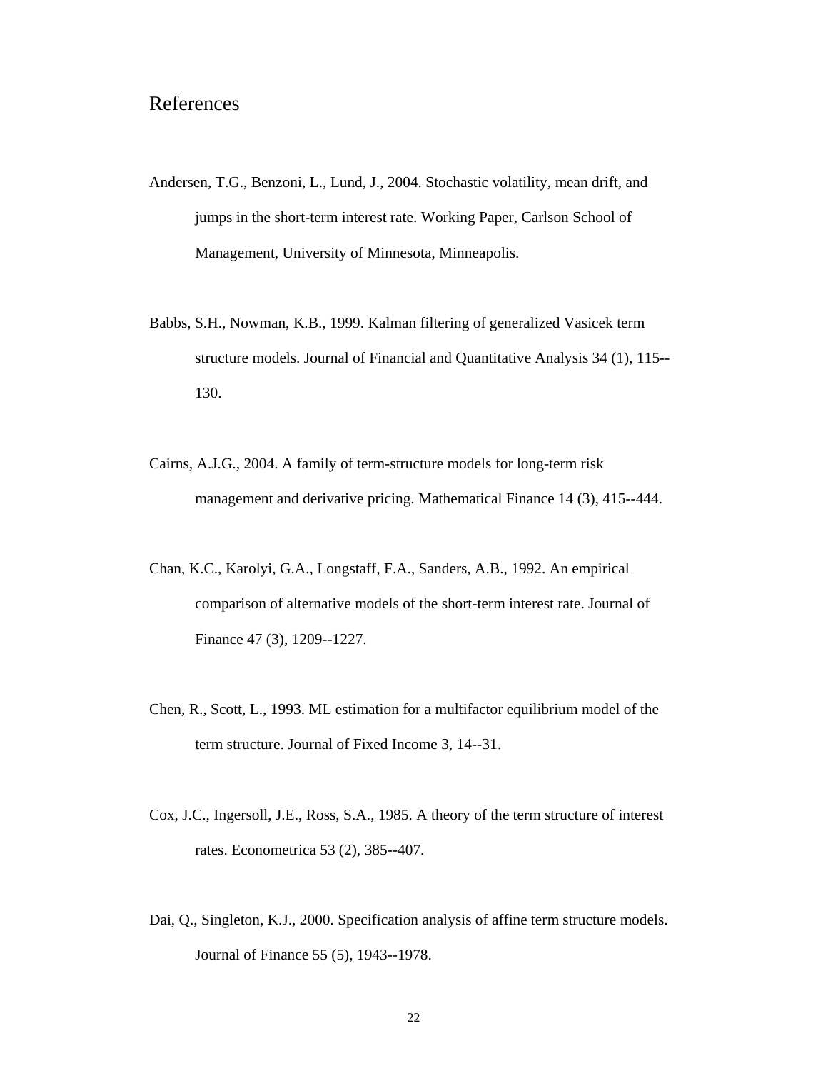# References

Andersen, T.G., Benzoni, L., Lund, J., 2004. Stochastic volatility, mean drift, and jumps in the short-term interest rate. Working Paper, Carlson School of Management, University of Minnesota, Minneapolis.

Babbs, S.H., Nowman, K.B., 1999. Kalman filtering of generalized Vasicek term structure models. Journal of Financial and Quantitative Analysis 34 (1), 115--130.

Cairns, A.J.G., 2004. A family of term-structure models for long-term risk management and derivative pricing. Mathematical Finance 14 (3), 415--444.

Chan, K.C., Karolyi, G.A., Longstaff, F.A., Sanders, A.B., 1992. An empirical comparison of alternative models of the short-term interest rate. Journal of Finance 47 (3), 1209--1227.

Chen, R., Scott, L., 1993. ML estimation for a multifactor equilibrium model of the term structure. Journal of Fixed Income 3, 14--31.

Cox, J.C., Ingersoll, J.E., Ross, S.A., 1985. A theory of the term structure of interest rates. Econometrica 53 (2), 385--407.

Dai, Q., Singleton, K.J., 2000. Specification analysis of affine term structure models. Journal of Finance 55 (5), 1943--1978.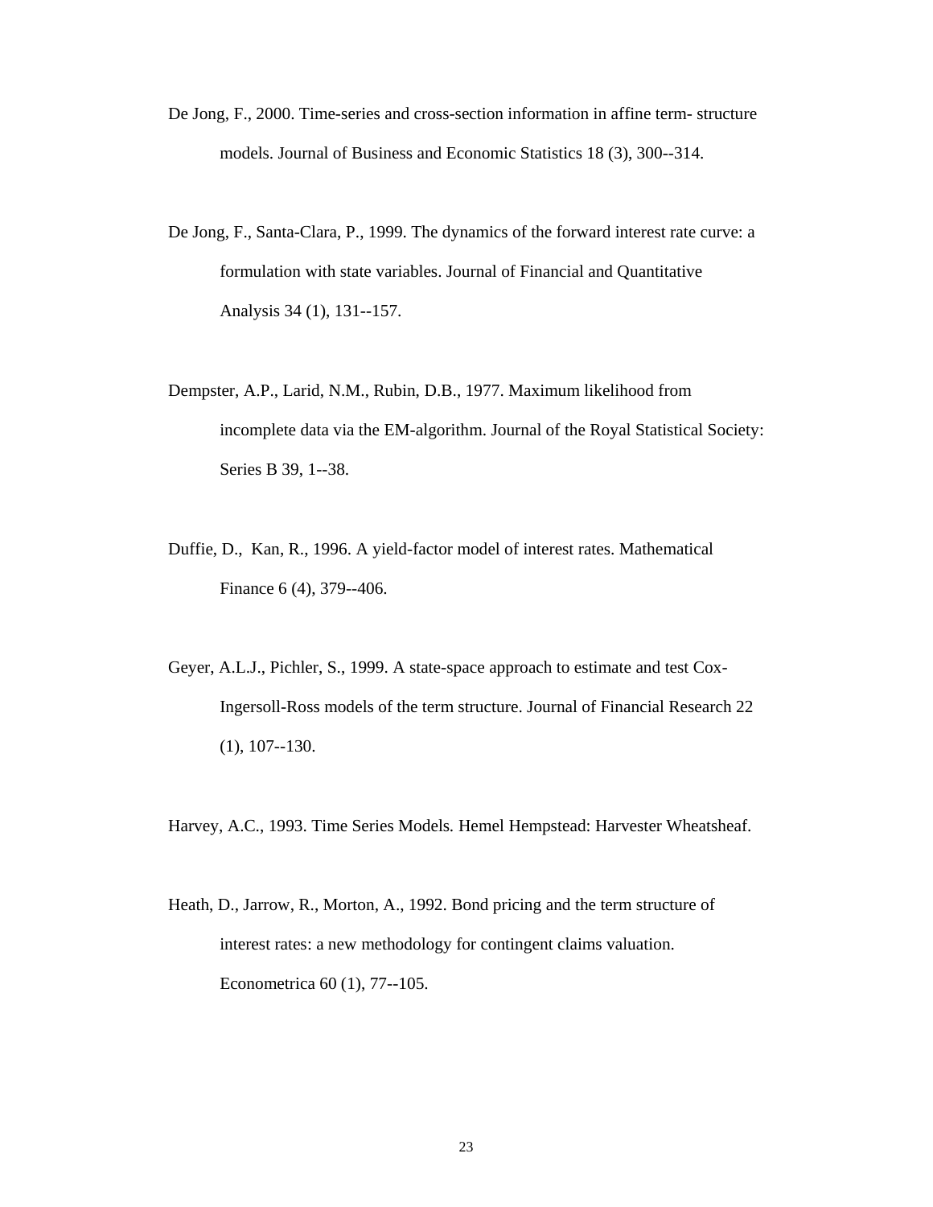De Jong, F., 2000. Time-series and cross-section information in affine term- structure models. Journal of Business and Economic Statistics 18 (3), 300--314.

De Jong, F., Santa-Clara, P., 1999. The dynamics of the forward interest rate curve: a formulation with state variables. Journal of Financial and Quantitative Analysis 34 (1), 131--157.

Dempster, A.P., Larid, N.M., Rubin, D.B., 1977. Maximum likelihood from incomplete data via the EM-algorithm. Journal of the Royal Statistical Society: Series B 39, 1--38.

Duffie, D., Kan, R., 1996. A yield-factor model of interest rates. Mathematical Finance 6 (4), 379--406.

Geyer, A.L.J., Pichler, S., 1999. A state-space approach to estimate and test Cox-Ingersoll-Ross models of the term structure. Journal of Financial Research 22 (1), 107--130.

Harvey, A.C., 1993. Time Series Models. Hemel Hempstead: Harvester Wheatsheaf.

Heath, D., Jarrow, R., Morton, A., 1992. Bond pricing and the term structure of interest rates: a new methodology for contingent claims valuation. Econometrica 60 (1), 77--105.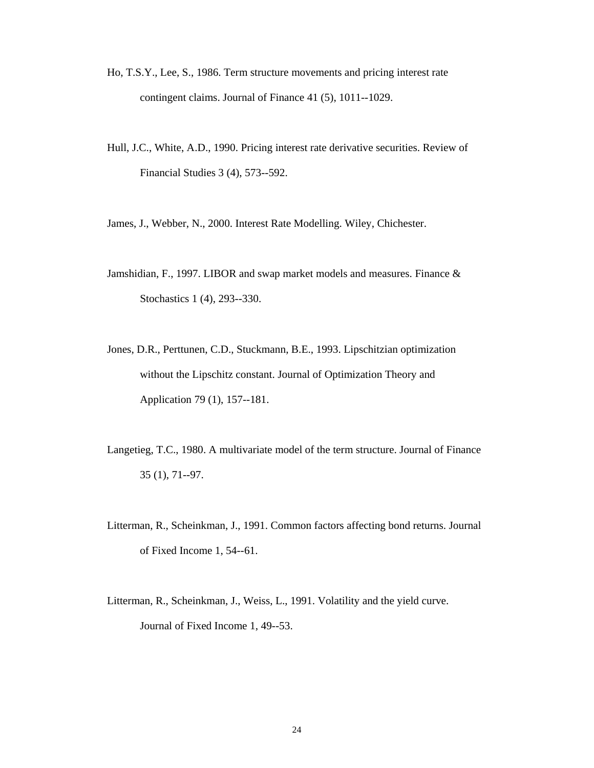Ho, T.S.Y., Lee, S., 1986. Term structure movements and pricing interest rate contingent claims. Journal of Finance 41 (5), 1011--1029.

Hull, J.C., White, A.D., 1990. Pricing interest rate derivative securities. Review of Financial Studies 3 (4), 573--592.

James, J., Webber, N., 2000. Interest Rate Modelling. Wiley, Chichester.

Jamshidian, F., 1997. LIBOR and swap market models and measures. Finance & Stochastics 1 (4), 293--330.

Jones, D.R., Perttunen, C.D., Stuckmann, B.E., 1993. Lipschitzian optimization without the Lipschitz constant. Journal of Optimization Theory and Application 79 (1), 157--181.

Langetieg, T.C., 1980. A multivariate model of the term structure. Journal of Finance 35 (1), 71--97.

Litterman, R., Scheinkman, J., 1991. Common factors affecting bond returns. Journal of Fixed Income 1, 54--61.

Litterman, R., Scheinkman, J., Weiss, L., 1991. Volatility and the yield curve. Journal of Fixed Income 1, 49--53.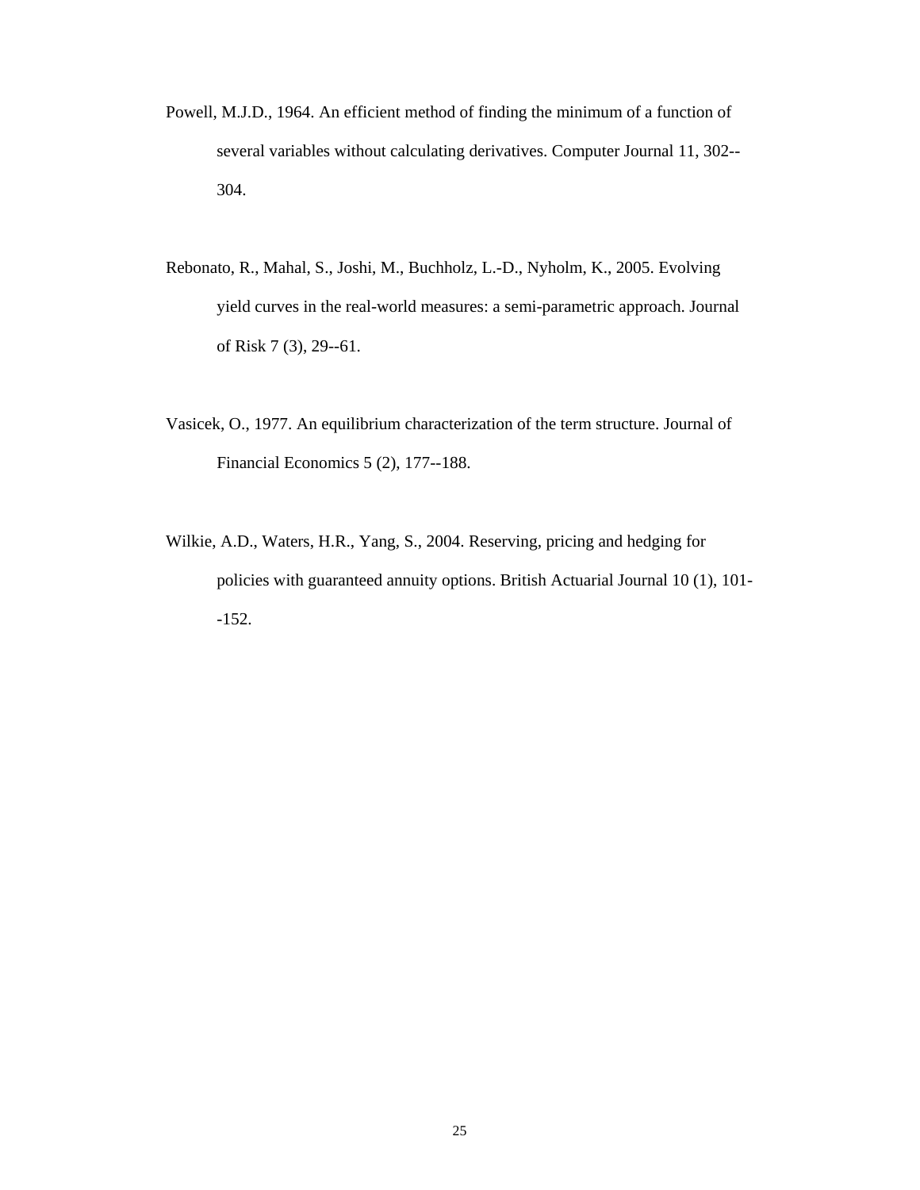Powell, M.J.D., 1964. An efficient method of finding the minimum of a function of several variables without calculating derivatives. Computer Journal 11, 302--304.

Rebonato, R., Mahal, S., Joshi, M., Buchholz, L.-D., Nyholm, K., 2005. Evolving yield curves in the real-world measures: a semi-parametric approach. Journal of Risk 7 (3), 29--61.

Vasicek, O., 1977. An equilibrium characterization of the term structure. Journal of Financial Economics 5 (2), 177--188.

Wilkie, A.D., Waters, H.R., Yang, S., 2004. Reserving, pricing and hedging for policies with guaranteed annuity options. British Actuarial Journal 10 (1), 101--152.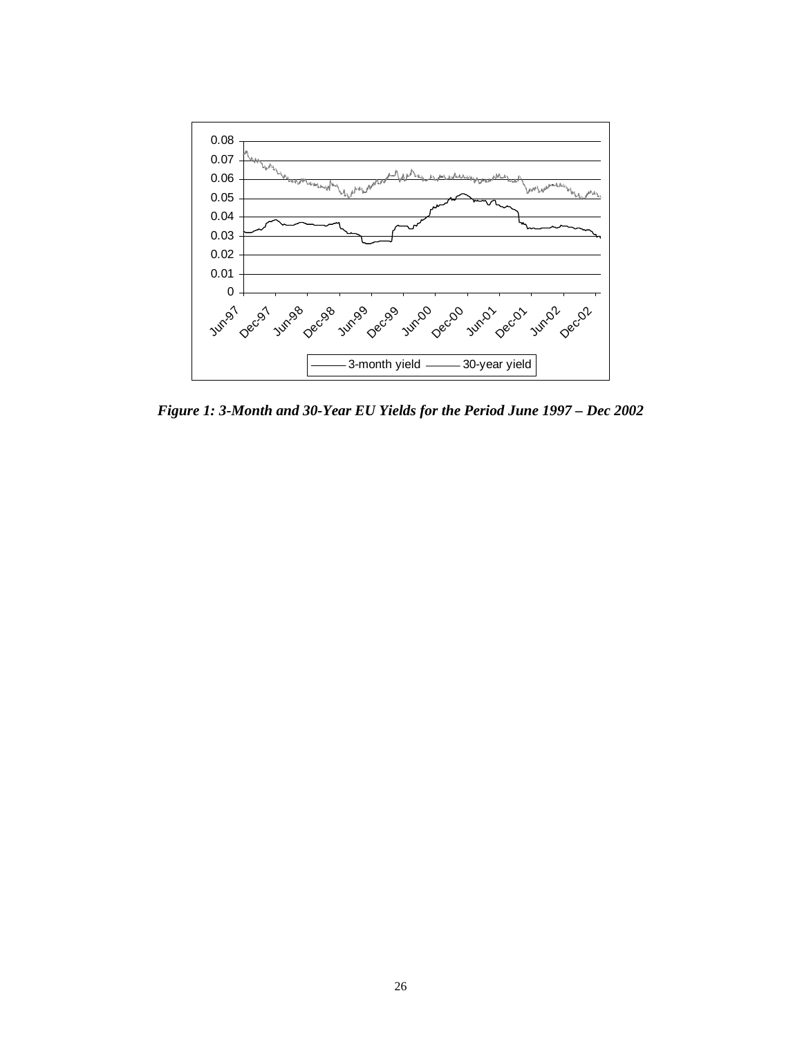*Figure 1: 3-Month and 30-Year EU Yields for the Period June 1997 – Dec 2002*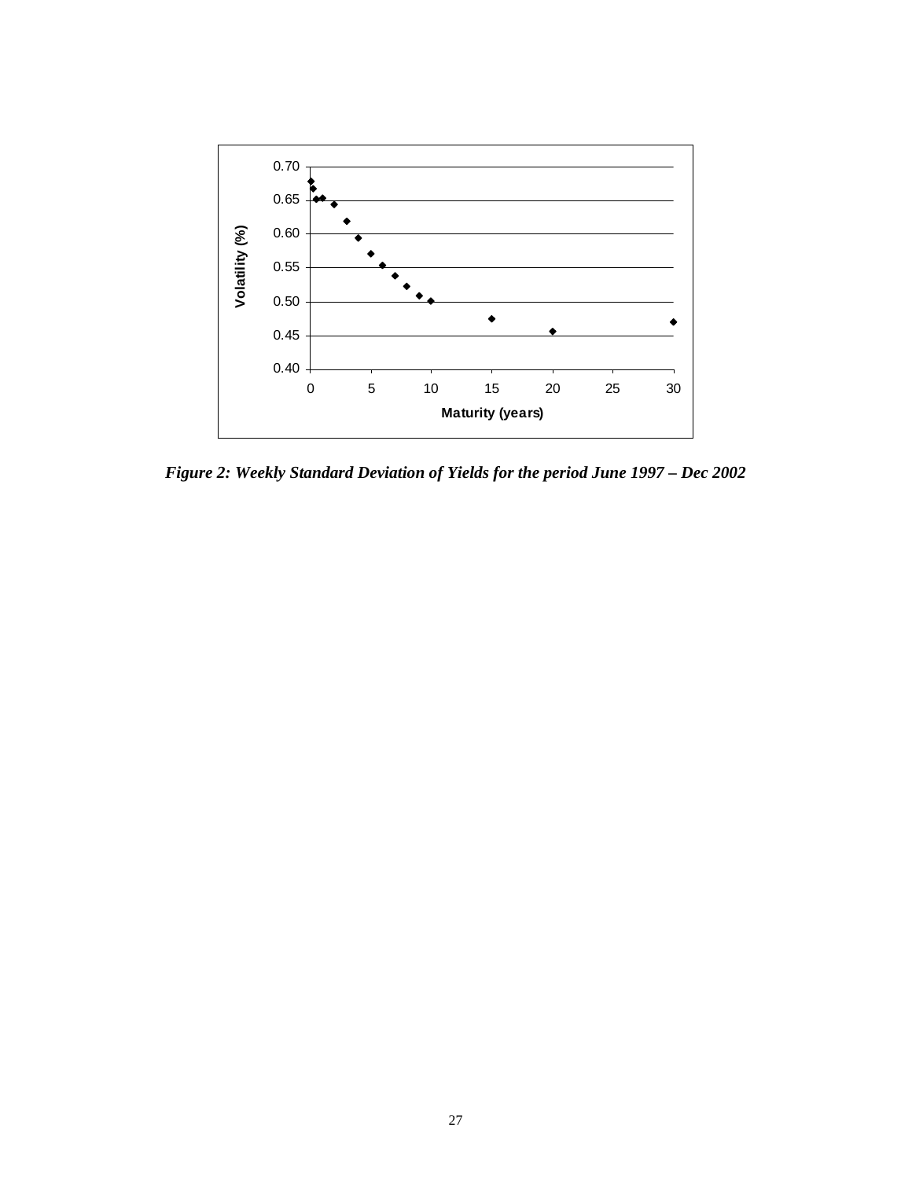*Figure 2: Weekly Standard Deviation of Yields for the period June 1997 – Dec 2002*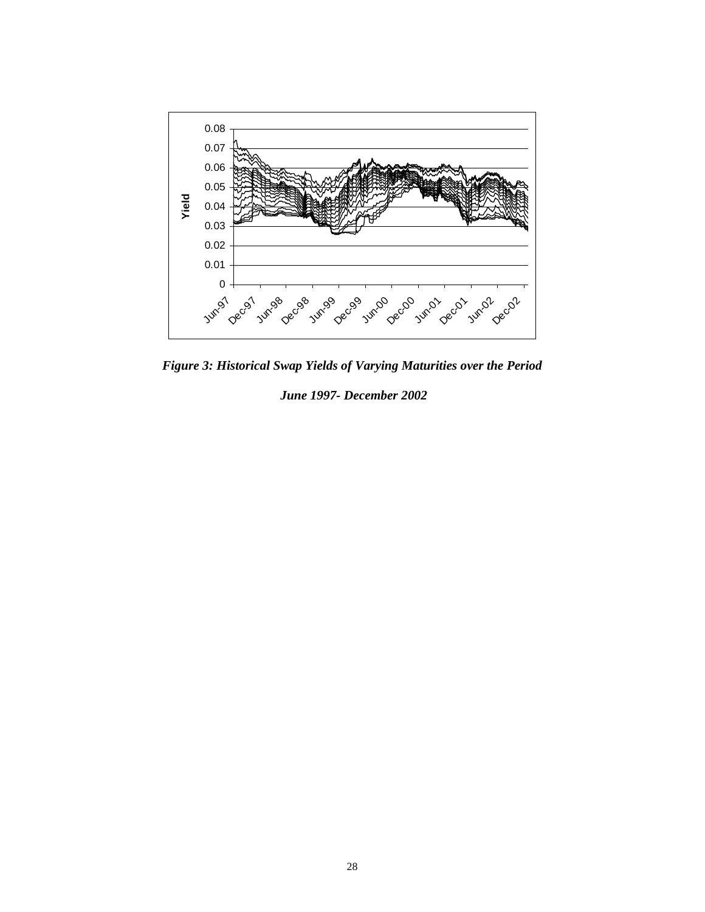*Figure 3: Historical Swap Yields of Varying Maturities over the Period June 1997- December 2002*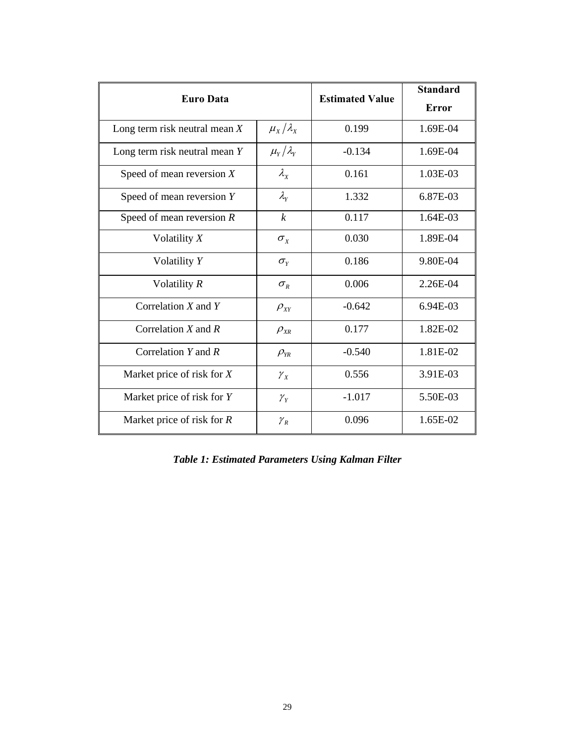| Euro Data | | Estimated Value | Standard Error |
|---|---|---|---|
| Long term risk neutral mean $X$ | $\mu_X / \lambda_X$ | 0.199 | 1.69E-04 |
| Long term risk neutral mean $Y$ | $\mu_Y / \lambda_Y$ | -0.134 | 1.69E-04 |
| Speed of mean reversion $X$ | $\lambda_X$ | 0.161 | 1.03E-03 |
| Speed of mean reversion $Y$ | $\lambda_Y$ | 1.332 | 6.87E-03 |
| Speed of mean reversion $R$ | $k$ | 0.117 | 1.64E-03 |
| Volatility $X$ | $\sigma_X$ | 0.030 | 1.89E-04 |
| Volatility $Y$ | $\sigma_Y$ | 0.186 | 9.80E-04 |
| Volatility $R$ | $\sigma_R$ | 0.006 | 2.26E-04 |
| Correlation $X$ and $Y$ | $\rho_{XY}$ | -0.642 | 6.94E-03 |
| Correlation $X$ and $R$ | $\rho_{XR}$ | 0.177 | 1.82E-02 |
| Correlation $Y$ and $R$ | $\rho_{YR}$ | -0.540 | 1.81E-02 |
| Market price of risk for $X$ | $\gamma_X$ | 0.556 | 3.91E-03 |
| Market price of risk for $Y$ | $\gamma_Y$ | -1.017 | 5.50E-03 |
| Market price of risk for $R$ | $\gamma_R$ | 0.096 | 1.65E-02 |

***Table 1: Estimated Parameters Using Kalman Filter***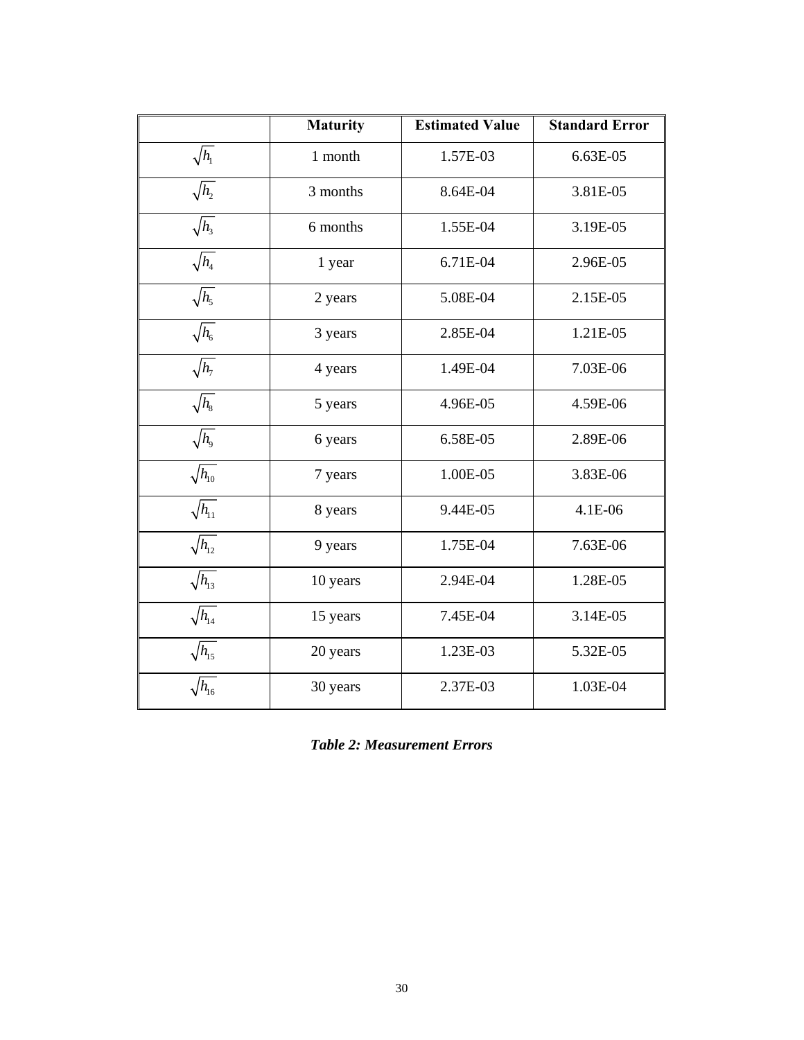|  | **Maturity** | **Estimated Value** | **Standard Error** |
|---|---|---|---|
| $\sqrt{h_1}$ | 1 month | 1.57E-03 | 6.63E-05 |
| $\sqrt{h_2}$ | 3 months | 8.64E-04 | 3.81E-05 |
| $\sqrt{h_3}$ | 6 months | 1.55E-04 | 3.19E-05 |
| $\sqrt{h_4}$ | 1 year | 6.71E-04 | 2.96E-05 |
| $\sqrt{h_5}$ | 2 years | 5.08E-04 | 2.15E-05 |
| $\sqrt{h_6}$ | 3 years | 2.85E-04 | 1.21E-05 |
| $\sqrt{h_7}$ | 4 years | 1.49E-04 | 7.03E-06 |
| $\sqrt{h_8}$ | 5 years | 4.96E-05 | 4.59E-06 |
| $\sqrt{h_9}$ | 6 years | 6.58E-05 | 2.89E-06 |
| $\sqrt{h_{10}}$ | 7 years | 1.00E-05 | 3.83E-06 |
| $\sqrt{h_{11}}$ | 8 years | 9.44E-05 | 4.1E-06 |
| $\sqrt{h_{12}}$ | 9 years | 1.75E-04 | 7.63E-06 |
| $\sqrt{h_{13}}$ | 10 years | 2.94E-04 | 1.28E-05 |
| $\sqrt{h_{14}}$ | 15 years | 7.45E-04 | 3.14E-05 |
| $\sqrt{h_{15}}$ | 20 years | 1.23E-03 | 5.32E-05 |
| $\sqrt{h_{16}}$ | 30 years | 2.37E-03 | 1.03E-04 |

***Table 2: Measurement Errors***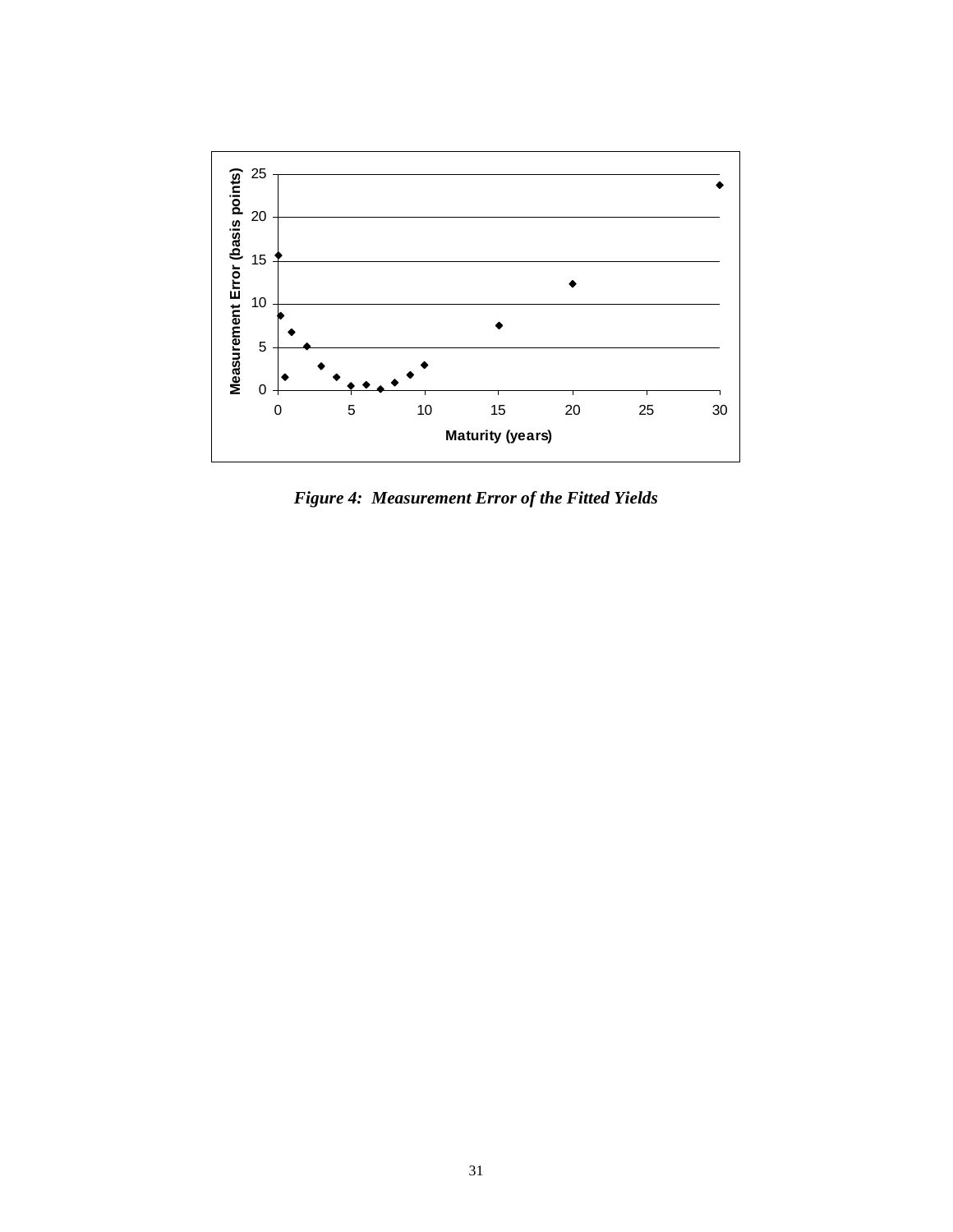*Figure 4: Measurement Error of the Fitted Yields*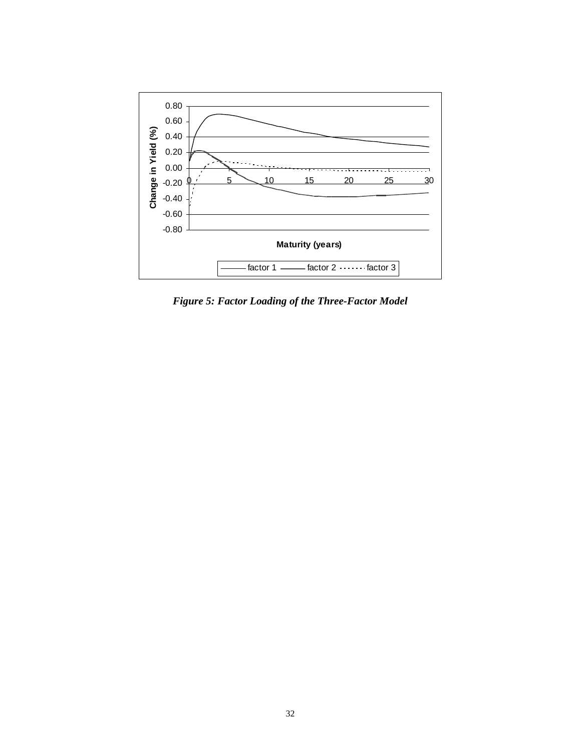*Figure 5: Factor Loading of the Three-Factor Model*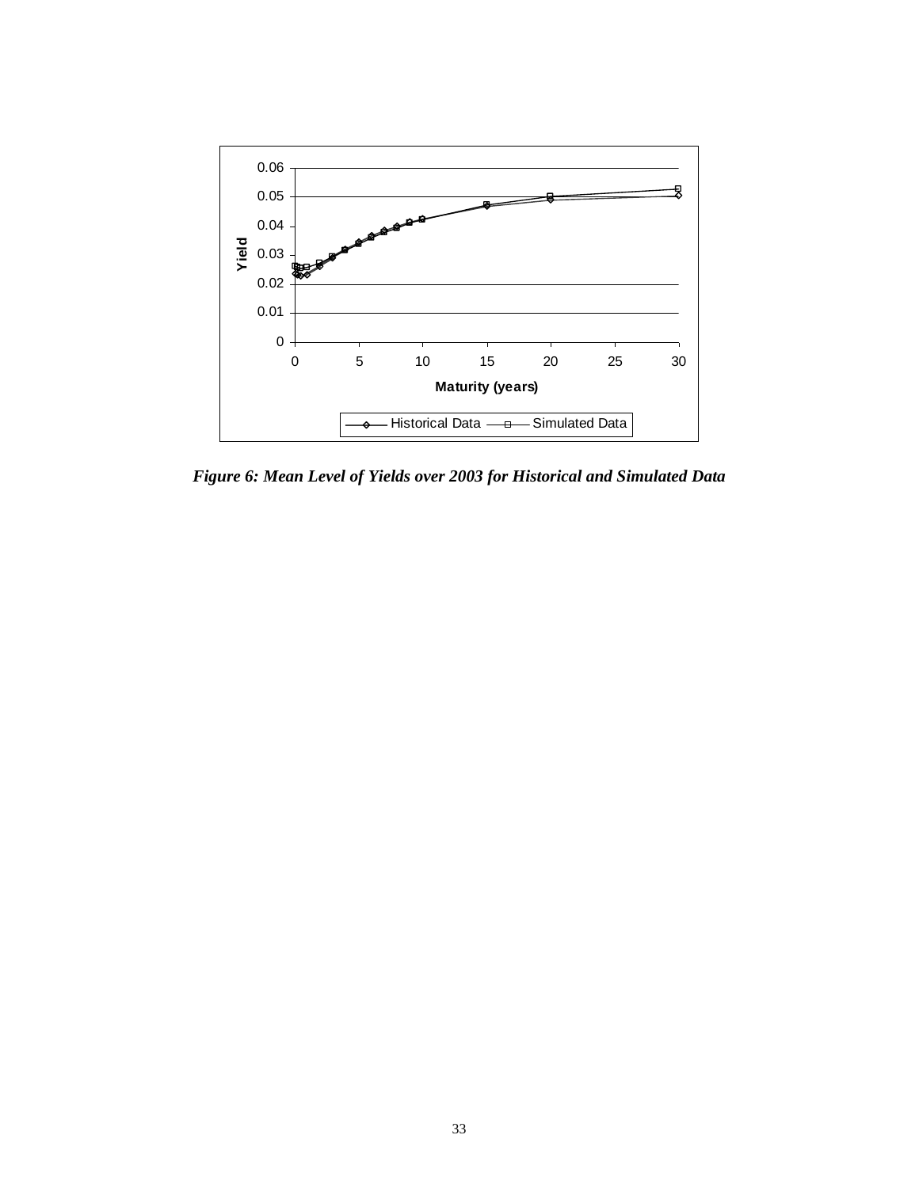*Figure 6: Mean Level of Yields over 2003 for Historical and Simulated Data*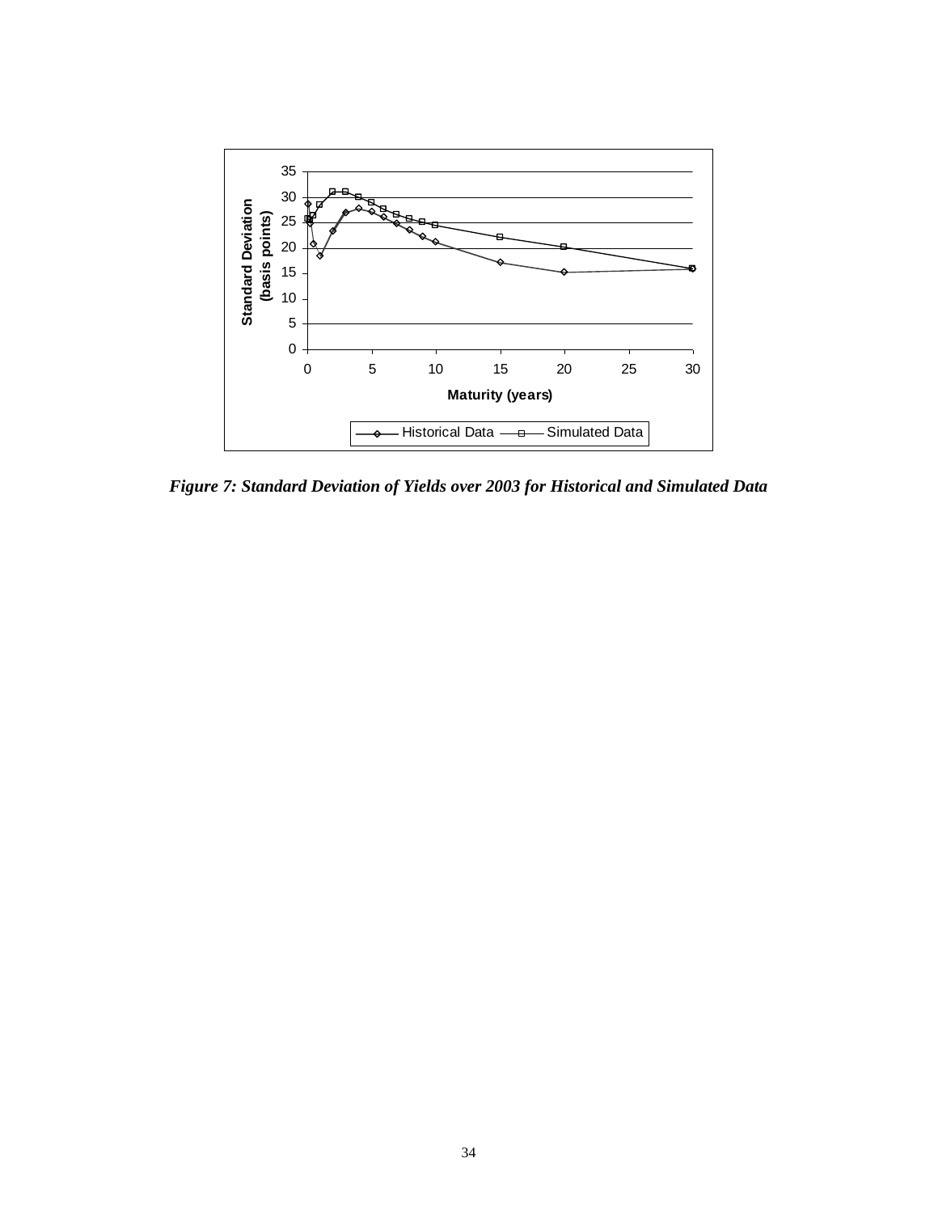*Figure 7: Standard Deviation of Yields over 2003 for Historical and Simulated Data*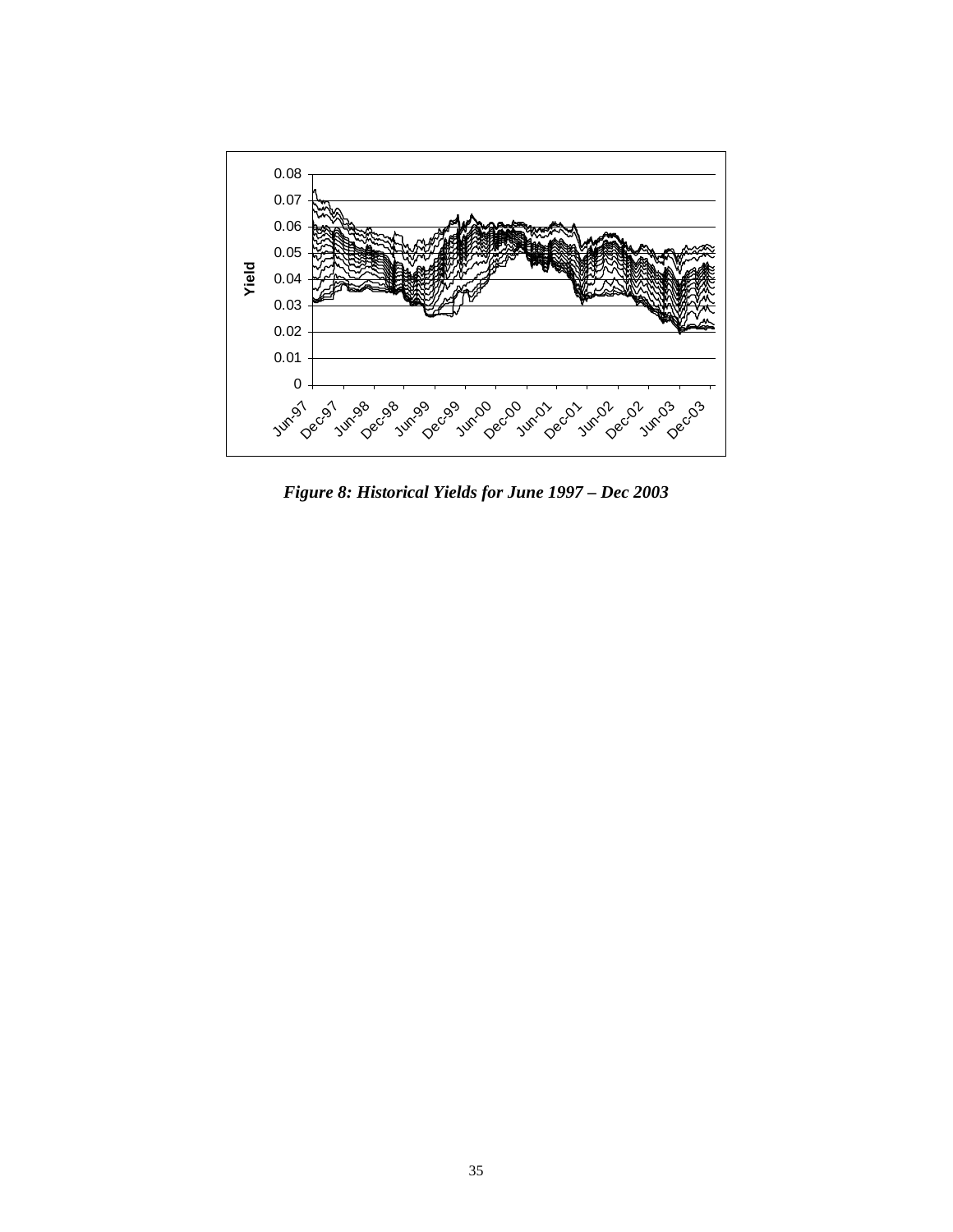*Figure 8: Historical Yields for June 1997 – Dec 2003*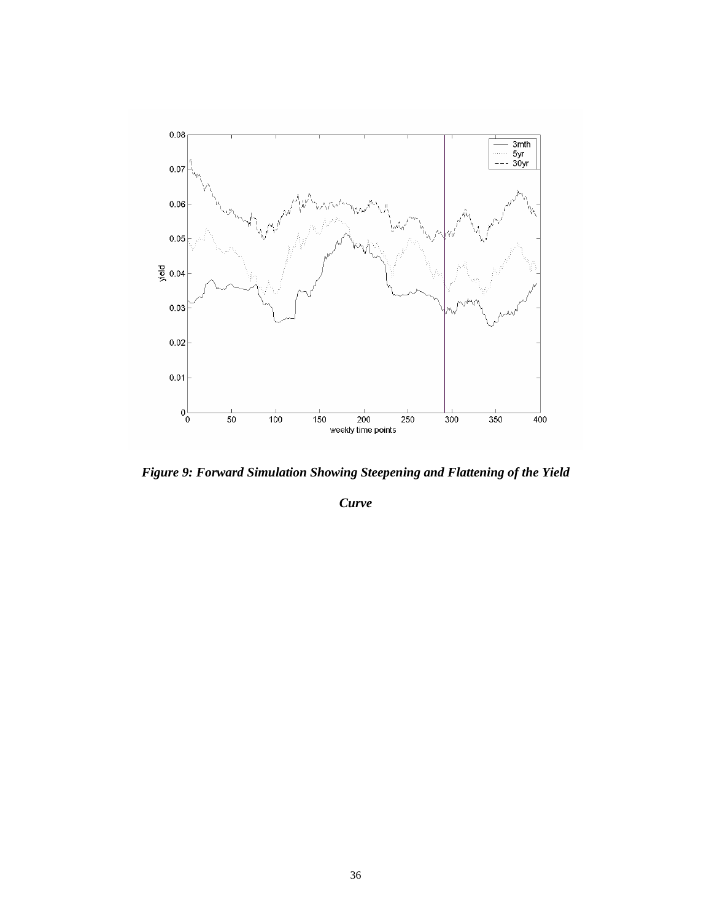*Figure 9: Forward Simulation Showing Steepening and Flattening of the Yield Curve*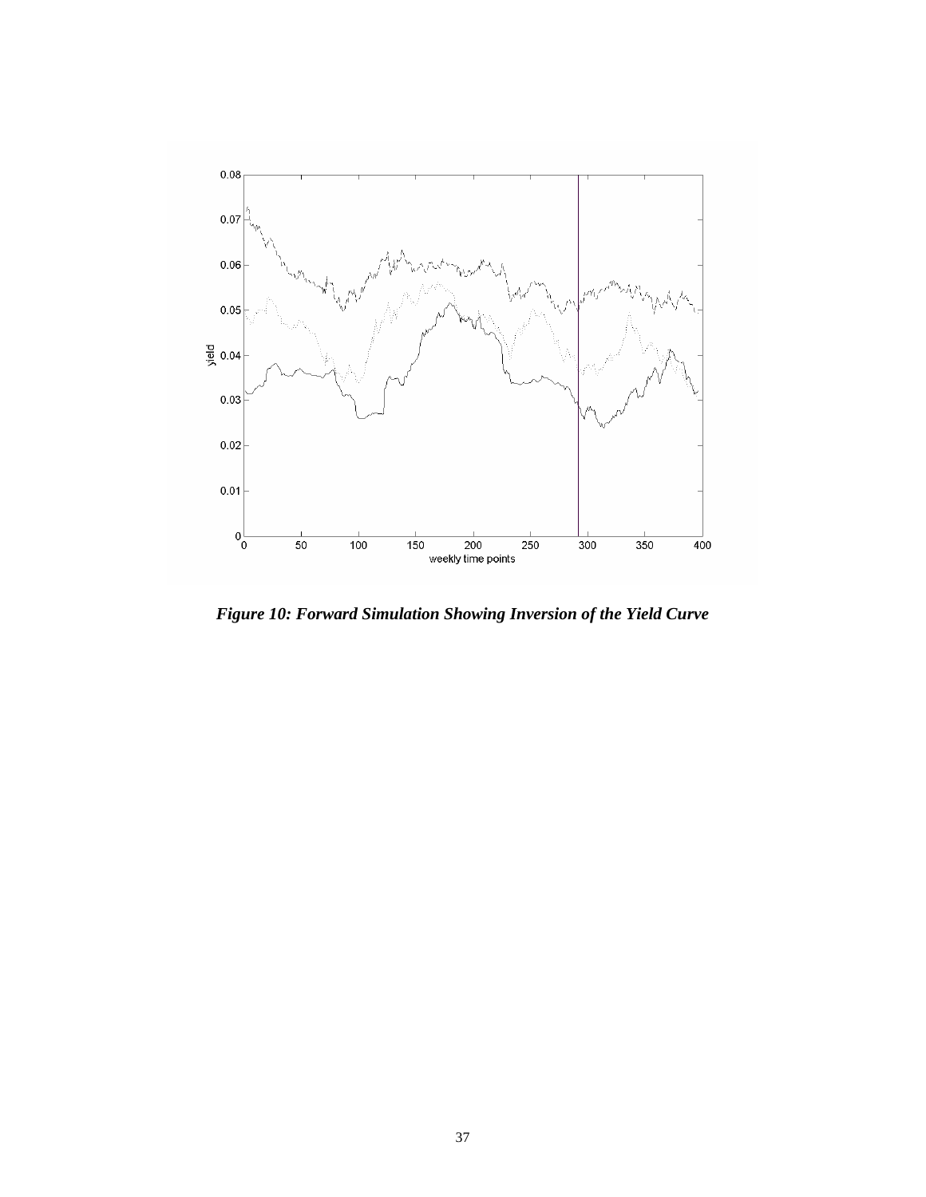0.08
0.07
0.06
0.05
0.04
0.03
0.02
0.01
0
yield
0
50
100
150
200
250
300
350
400
weekly time points

***Figure 10: Forward Simulation Showing Inversion of the Yield Curve***